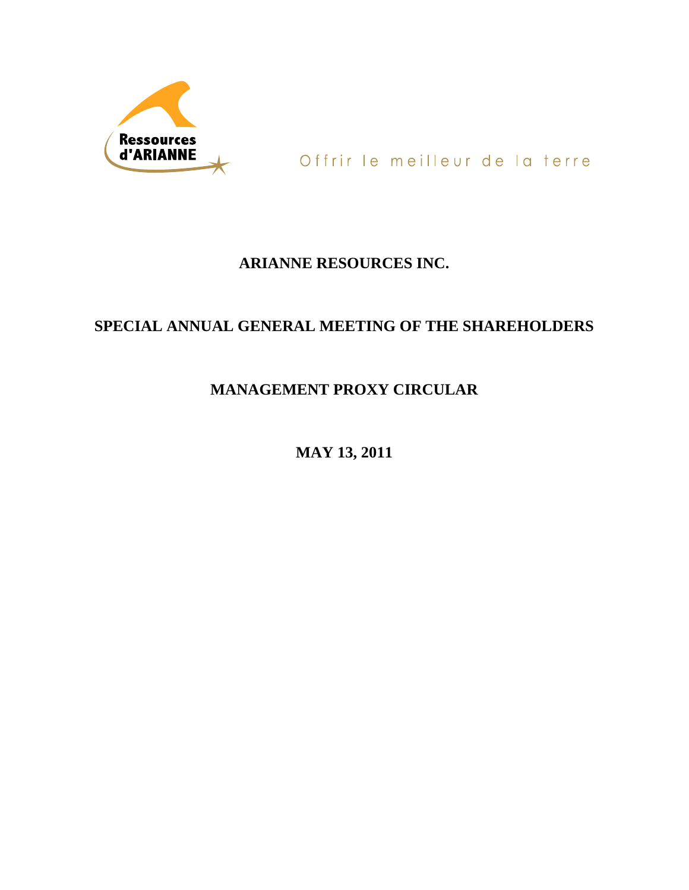Ressources d'ARIANNE

Offrir le meilleur de la terre

# ARIANNE RESOURCES INC.

## SPECIAL ANNUAL GENERAL MEETING OF THE SHAREHOLDERS

## MANAGEMENT PROXY CIRCULAR

**MAY 13, 2011**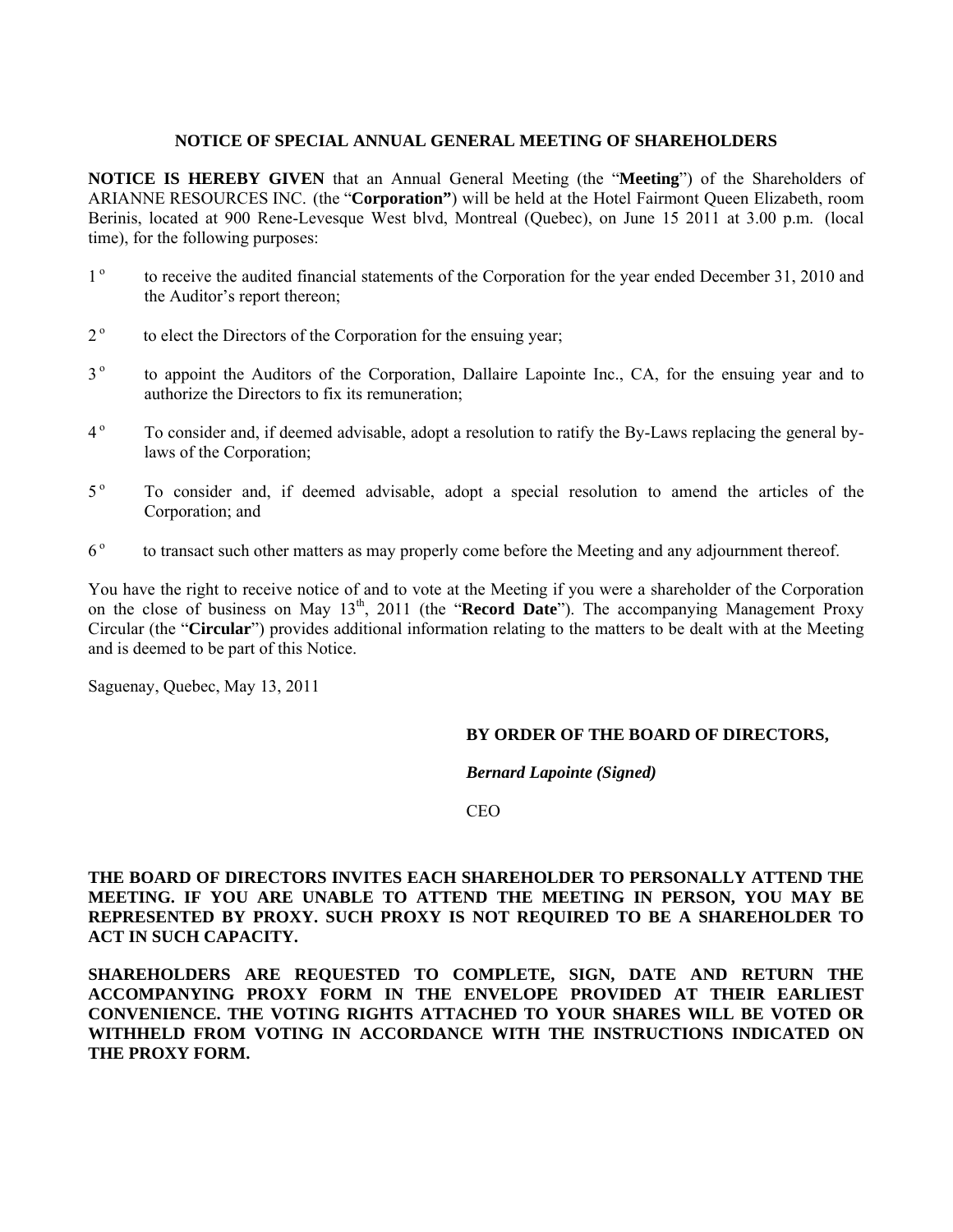## NOTICE OF SPECIAL ANNUAL GENERAL MEETING OF SHAREHOLDERS

**NOTICE IS HEREBY GIVEN** that an Annual General Meeting (the "**Meeting**") of the Shareholders of ARIANNE RESOURCES INC. (the "**Corporation"**) will be held at the Hotel Fairmont Queen Elizabeth, room Berinis, located at 900 Rene-Levesque West blvd, Montreal (Quebec), on June 15 2011 at 3.00 p.m. (local time), for the following purposes:

1º to receive the audited financial statements of the Corporation for the year ended December 31, 2010 and the Auditor's report thereon;

2º to elect the Directors of the Corporation for the ensuing year;

3º to appoint the Auditors of the Corporation, Dallaire Lapointe Inc., CA, for the ensuing year and to authorize the Directors to fix its remuneration;

4º To consider and, if deemed advisable, adopt a resolution to ratify the By-Laws replacing the general by-laws of the Corporation;

5º To consider and, if deemed advisable, adopt a special resolution to amend the articles of the Corporation; and

6º to transact such other matters as may properly come before the Meeting and any adjournment thereof.

You have the right to receive notice of and to vote at the Meeting if you were a shareholder of the Corporation on the close of business on May 13th, 2011 (the "**Record Date**"). The accompanying Management Proxy Circular (the "**Circular**") provides additional information relating to the matters to be dealt with at the Meeting and is deemed to be part of this Notice.

Saguenay, Quebec, May 13, 2011

**BY ORDER OF THE BOARD OF DIRECTORS,**

***Bernard Lapointe (Signed)***

CEO

**THE BOARD OF DIRECTORS INVITES EACH SHAREHOLDER TO PERSONALLY ATTEND THE MEETING. IF YOU ARE UNABLE TO ATTEND THE MEETING IN PERSON, YOU MAY BE REPRESENTED BY PROXY. SUCH PROXY IS NOT REQUIRED TO BE A SHAREHOLDER TO ACT IN SUCH CAPACITY.**

**SHAREHOLDERS ARE REQUESTED TO COMPLETE, SIGN, DATE AND RETURN THE ACCOMPANYING PROXY FORM IN THE ENVELOPE PROVIDED AT THEIR EARLIEST CONVENIENCE. THE VOTING RIGHTS ATTACHED TO YOUR SHARES WILL BE VOTED OR WITHHELD FROM VOTING IN ACCORDANCE WITH THE INSTRUCTIONS INDICATED ON THE PROXY FORM.**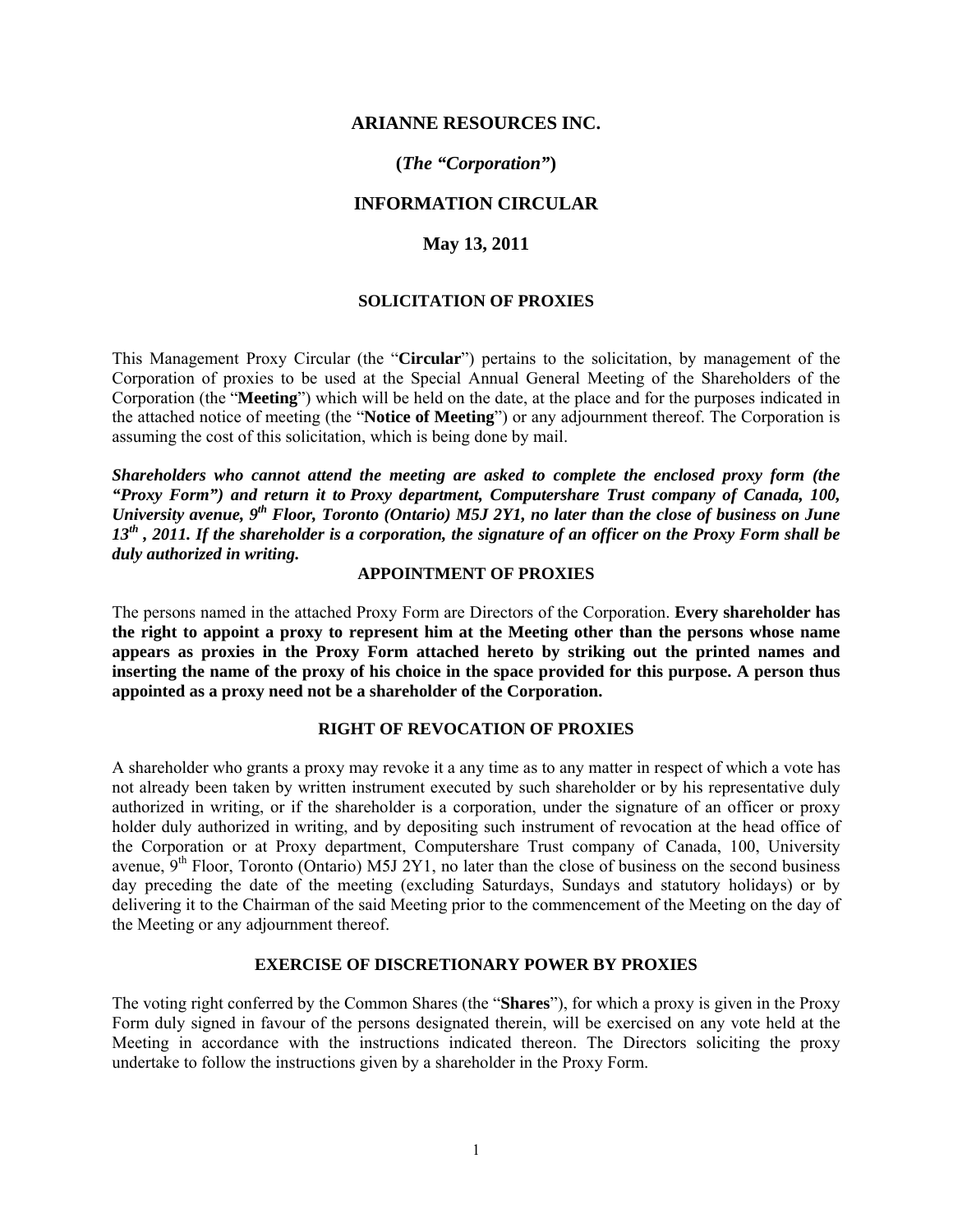# ARIANNE RESOURCES INC.

**(*The "Corporation"*)**

## INFORMATION CIRCULAR

**May 13, 2011**

### SOLICITATION OF PROXIES

This Management Proxy Circular (the "**Circular**") pertains to the solicitation, by management of the Corporation of proxies to be used at the Special Annual General Meeting of the Shareholders of the Corporation (the "**Meeting**") which will be held on the date, at the place and for the purposes indicated in the attached notice of meeting (the "**Notice of Meeting**") or any adjournment thereof. The Corporation is assuming the cost of this solicitation, which is being done by mail.

***Shareholders who cannot attend the meeting are asked to complete the enclosed proxy form (the "Proxy Form") and return it to Proxy department, Computershare Trust company of Canada, 100, University avenue, 9th Floor, Toronto (Ontario) M5J 2Y1, no later than the close of business on June 13th , 2011. If the shareholder is a corporation, the signature of an officer on the Proxy Form shall be duly authorized in writing.***

### APPOINTMENT OF PROXIES

The persons named in the attached Proxy Form are Directors of the Corporation. **Every shareholder has the right to appoint a proxy to represent him at the Meeting other than the persons whose name appears as proxies in the Proxy Form attached hereto by striking out the printed names and inserting the name of the proxy of his choice in the space provided for this purpose. A person thus appointed as a proxy need not be a shareholder of the Corporation.**

### RIGHT OF REVOCATION OF PROXIES

A shareholder who grants a proxy may revoke it a any time as to any matter in respect of which a vote has not already been taken by written instrument executed by such shareholder or by his representative duly authorized in writing, or if the shareholder is a corporation, under the signature of an officer or proxy holder duly authorized in writing, and by depositing such instrument of revocation at the head office of the Corporation or at Proxy department, Computershare Trust company of Canada, 100, University avenue, 9th Floor, Toronto (Ontario) M5J 2Y1, no later than the close of business on the second business day preceding the date of the meeting (excluding Saturdays, Sundays and statutory holidays) or by delivering it to the Chairman of the said Meeting prior to the commencement of the Meeting on the day of the Meeting or any adjournment thereof.

### EXERCISE OF DISCRETIONARY POWER BY PROXIES

The voting right conferred by the Common Shares (the "**Shares**"), for which a proxy is given in the Proxy Form duly signed in favour of the persons designated therein, will be exercised on any vote held at the Meeting in accordance with the instructions indicated thereon. The Directors soliciting the proxy undertake to follow the instructions given by a shareholder in the Proxy Form.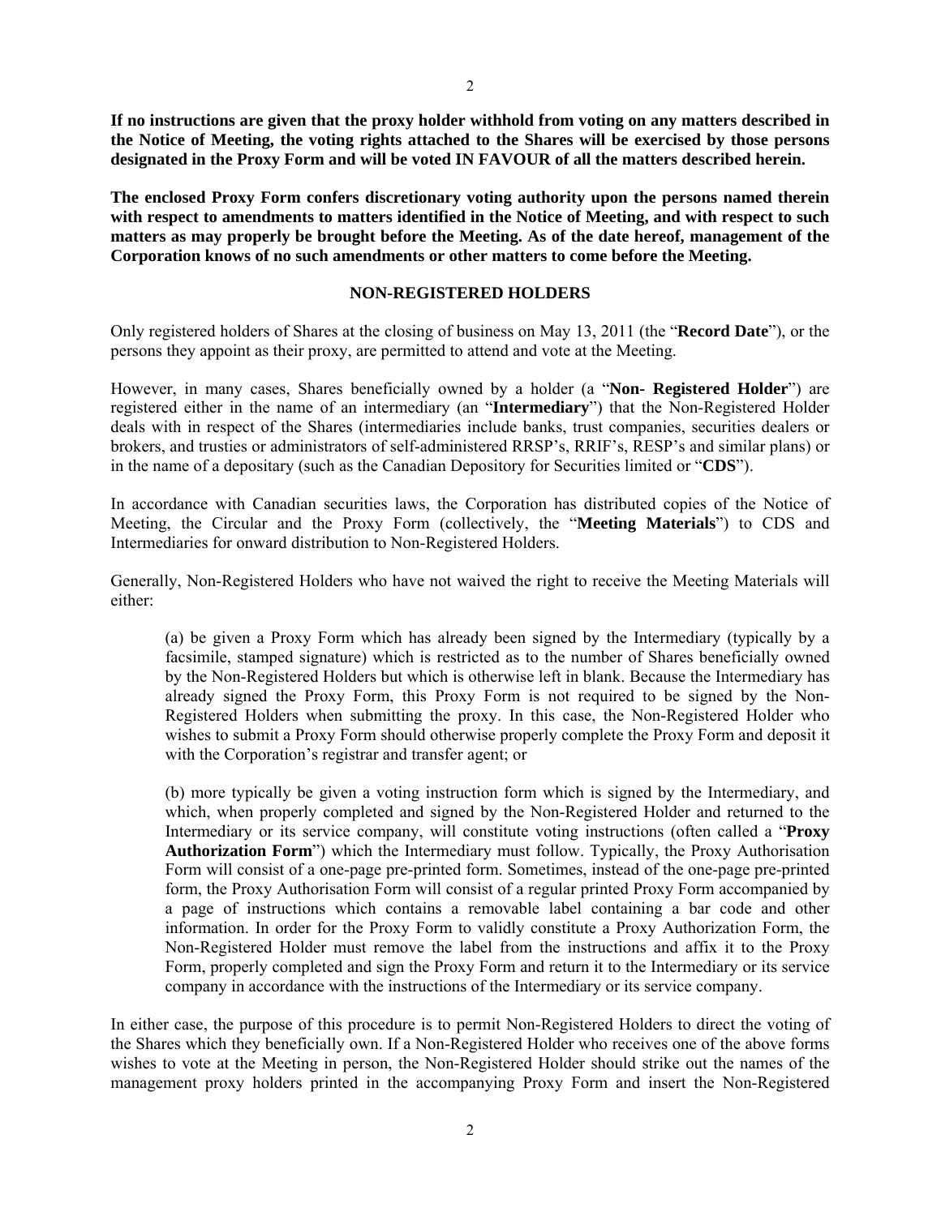**If no instructions are given that the proxy holder withhold from voting on any matters described in the Notice of Meeting, the voting rights attached to the Shares will be exercised by those persons designated in the Proxy Form and will be voted IN FAVOUR of all the matters described herein.**

**The enclosed Proxy Form confers discretionary voting authority upon the persons named therein with respect to amendments to matters identified in the Notice of Meeting, and with respect to such matters as may properly be brought before the Meeting. As of the date hereof, management of the Corporation knows of no such amendments or other matters to come before the Meeting.**

## NON-REGISTERED HOLDERS

Only registered holders of Shares at the closing of business on May 13, 2011 (the "**Record Date**"), or the persons they appoint as their proxy, are permitted to attend and vote at the Meeting.

However, in many cases, Shares beneficially owned by a holder (a "**Non- Registered Holder**") are registered either in the name of an intermediary (an "**Intermediary**") that the Non-Registered Holder deals with in respect of the Shares (intermediaries include banks, trust companies, securities dealers or brokers, and trusties or administrators of self-administered RRSP's, RRIF's, RESP's and similar plans) or in the name of a depositary (such as the Canadian Depository for Securities limited or "**CDS**").

In accordance with Canadian securities laws, the Corporation has distributed copies of the Notice of Meeting, the Circular and the Proxy Form (collectively, the "**Meeting Materials**") to CDS and Intermediaries for onward distribution to Non-Registered Holders.

Generally, Non-Registered Holders who have not waived the right to receive the Meeting Materials will either:

(a) be given a Proxy Form which has already been signed by the Intermediary (typically by a facsimile, stamped signature) which is restricted as to the number of Shares beneficially owned by the Non-Registered Holders but which is otherwise left in blank. Because the Intermediary has already signed the Proxy Form, this Proxy Form is not required to be signed by the Non-Registered Holders when submitting the proxy. In this case, the Non-Registered Holder who wishes to submit a Proxy Form should otherwise properly complete the Proxy Form and deposit it with the Corporation's registrar and transfer agent; or

(b) more typically be given a voting instruction form which is signed by the Intermediary, and which, when properly completed and signed by the Non-Registered Holder and returned to the Intermediary or its service company, will constitute voting instructions (often called a "**Proxy Authorization Form**") which the Intermediary must follow. Typically, the Proxy Authorisation Form will consist of a one-page pre-printed form. Sometimes, instead of the one-page pre-printed form, the Proxy Authorisation Form will consist of a regular printed Proxy Form accompanied by a page of instructions which contains a removable label containing a bar code and other information. In order for the Proxy Form to validly constitute a Proxy Authorization Form, the Non-Registered Holder must remove the label from the instructions and affix it to the Proxy Form, properly completed and sign the Proxy Form and return it to the Intermediary or its service company in accordance with the instructions of the Intermediary or its service company.

In either case, the purpose of this procedure is to permit Non-Registered Holders to direct the voting of the Shares which they beneficially own. If a Non-Registered Holder who receives one of the above forms wishes to vote at the Meeting in person, the Non-Registered Holder should strike out the names of the management proxy holders printed in the accompanying Proxy Form and insert the Non-Registered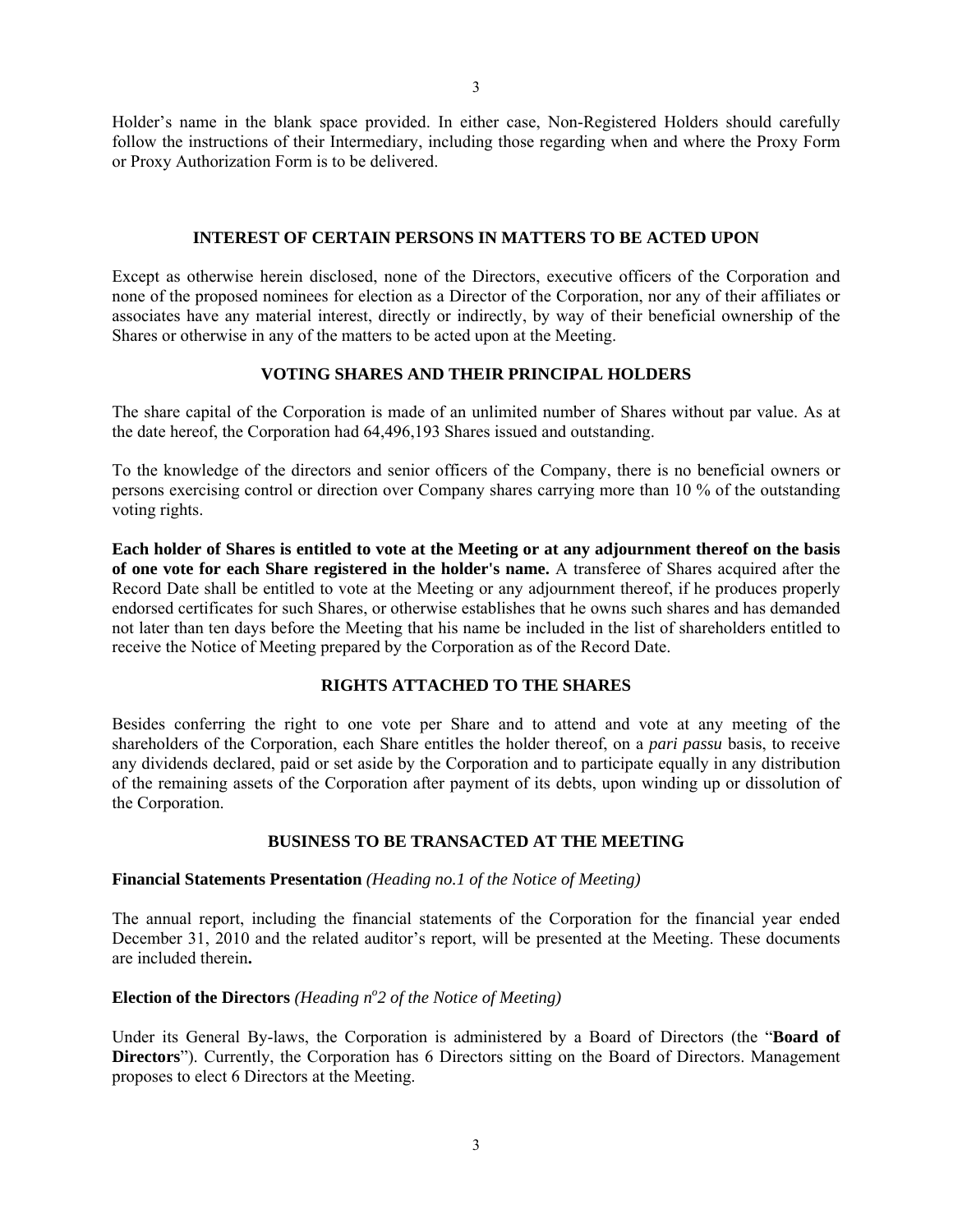Holder's name in the blank space provided. In either case, Non-Registered Holders should carefully follow the instructions of their Intermediary, including those regarding when and where the Proxy Form or Proxy Authorization Form is to be delivered.

## INTEREST OF CERTAIN PERSONS IN MATTERS TO BE ACTED UPON

Except as otherwise herein disclosed, none of the Directors, executive officers of the Corporation and none of the proposed nominees for election as a Director of the Corporation, nor any of their affiliates or associates have any material interest, directly or indirectly, by way of their beneficial ownership of the Shares or otherwise in any of the matters to be acted upon at the Meeting.

## VOTING SHARES AND THEIR PRINCIPAL HOLDERS

The share capital of the Corporation is made of an unlimited number of Shares without par value. As at the date hereof, the Corporation had 64,496,193 Shares issued and outstanding.

To the knowledge of the directors and senior officers of the Company, there is no beneficial owners or persons exercising control or direction over Company shares carrying more than 10 % of the outstanding voting rights.

**Each holder of Shares is entitled to vote at the Meeting or at any adjournment thereof on the basis of one vote for each Share registered in the holder's name.** A transferee of Shares acquired after the Record Date shall be entitled to vote at the Meeting or any adjournment thereof, if he produces properly endorsed certificates for such Shares, or otherwise establishes that he owns such shares and has demanded not later than ten days before the Meeting that his name be included in the list of shareholders entitled to receive the Notice of Meeting prepared by the Corporation as of the Record Date.

## RIGHTS ATTACHED TO THE SHARES

Besides conferring the right to one vote per Share and to attend and vote at any meeting of the shareholders of the Corporation, each Share entitles the holder thereof, on a *pari passu* basis, to receive any dividends declared, paid or set aside by the Corporation and to participate equally in any distribution of the remaining assets of the Corporation after payment of its debts, upon winding up or dissolution of the Corporation.

## BUSINESS TO BE TRANSACTED AT THE MEETING

**Financial Statements Presentation** *(Heading no.1 of the Notice of Meeting)*

The annual report, including the financial statements of the Corporation for the financial year ended December 31, 2010 and the related auditor's report, will be presented at the Meeting. These documents are included therein**.**

**Election of the Directors** *(Heading n°2 of the Notice of Meeting)*

Under its General By-laws, the Corporation is administered by a Board of Directors (the "**Board of Directors**"). Currently, the Corporation has 6 Directors sitting on the Board of Directors. Management proposes to elect 6 Directors at the Meeting.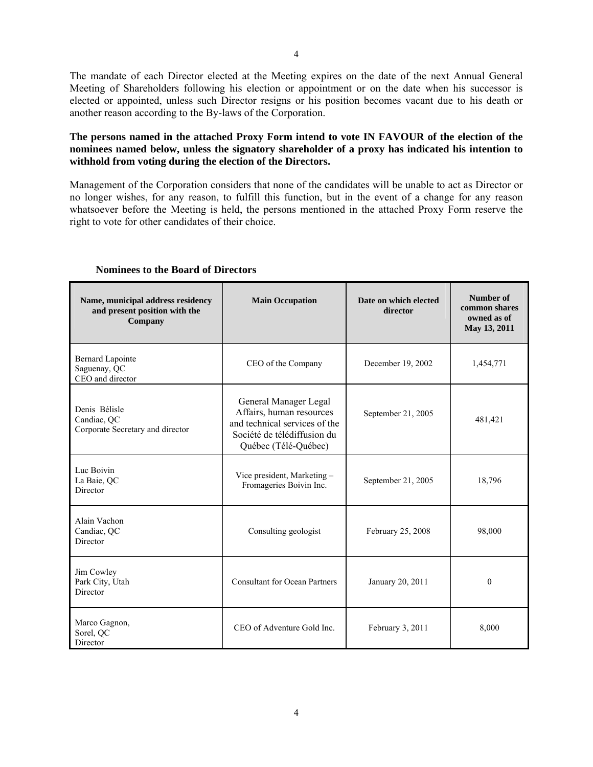The mandate of each Director elected at the Meeting expires on the date of the next Annual General Meeting of Shareholders following his election or appointment or on the date when his successor is elected or appointed, unless such Director resigns or his position becomes vacant due to his death or another reason according to the By-laws of the Corporation.

**The persons named in the attached Proxy Form intend to vote IN FAVOUR of the election of the nominees named below, unless the signatory shareholder of a proxy has indicated his intention to withhold from voting during the election of the Directors.**

Management of the Corporation considers that none of the candidates will be unable to act as Director or no longer wishes, for any reason, to fulfill this function, but in the event of a change for any reason whatsoever before the Meeting is held, the persons mentioned in the attached Proxy Form reserve the right to vote for other candidates of their choice.

**Nominees to the Board of Directors**

| Name, municipal address residency and present position with the Company | Main Occupation | Date on which elected director | Number of common shares owned as of May 13, 2011 |
|---|---|---|---|
| Bernard Lapointe<br>Saguenay, QC<br>CEO and director | CEO of the Company | December 19, 2002 | 1,454,771 |
| Denis Bélisle<br>Candiac, QC<br>Corporate Secretary and director | General Manager Legal Affairs, human resources and technical services of the Société de télédiffusion du Québec (Télé-Québec) | September 21, 2005 | 481,421 |
| Luc Boivin<br>La Baie, QC<br>Director | Vice president, Marketing – Fromageries Boivin Inc. | September 21, 2005 | 18,796 |
| Alain Vachon<br>Candiac, QC<br>Director | Consulting geologist | February 25, 2008 | 98,000 |
| Jim Cowley<br>Park City, Utah<br>Director | Consultant for Ocean Partners | January 20, 2011 | 0 |
| Marco Gagnon,<br>Sorel, QC<br>Director | CEO of Adventure Gold Inc. | February 3, 2011 | 8,000 |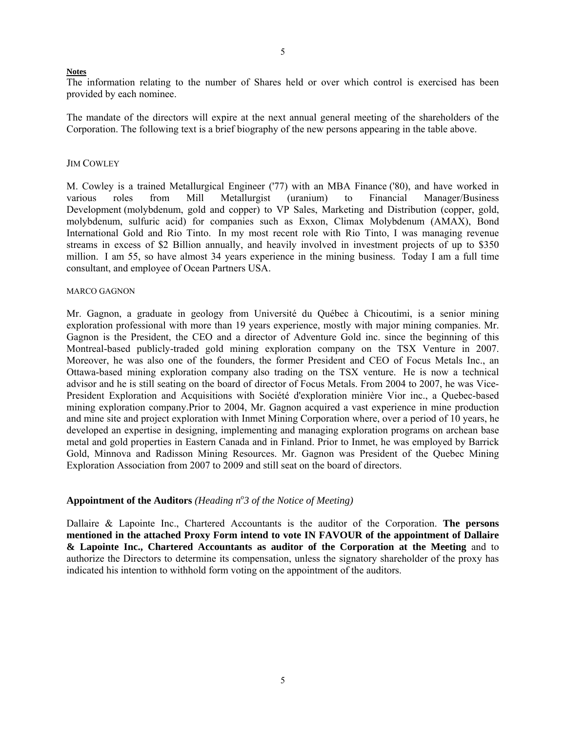**Notes**

The information relating to the number of Shares held or over which control is exercised has been provided by each nominee.

The mandate of the directors will expire at the next annual general meeting of the shareholders of the Corporation. The following text is a brief biography of the new persons appearing in the table above.

JIM COWLEY

M. Cowley is a trained Metallurgical Engineer ('77) with an MBA Finance ('80), and have worked in various roles from Mill Metallurgist (uranium) to Financial Manager/Business Development (molybdenum, gold and copper) to VP Sales, Marketing and Distribution (copper, gold, molybdenum, sulfuric acid) for companies such as Exxon, Climax Molybdenum (AMAX), Bond International Gold and Rio Tinto. In my most recent role with Rio Tinto, I was managing revenue streams in excess of $2 Billion annually, and heavily involved in investment projects of up to $350 million. I am 55, so have almost 34 years experience in the mining business. Today I am a full time consultant, and employee of Ocean Partners USA.

MARCO GAGNON

Mr. Gagnon, a graduate in geology from Université du Québec à Chicoutimi, is a senior mining exploration professional with more than 19 years experience, mostly with major mining companies. Mr. Gagnon is the President, the CEO and a director of Adventure Gold inc. since the beginning of this Montreal-based publicly-traded gold mining exploration company on the TSX Venture in 2007. Moreover, he was also one of the founders, the former President and CEO of Focus Metals Inc., an Ottawa-based mining exploration company also trading on the TSX venture. He is now a technical advisor and he is still seating on the board of director of Focus Metals. From 2004 to 2007, he was Vice-President Exploration and Acquisitions with Société d'exploration minière Vior inc., a Quebec-based mining exploration company.Prior to 2004, Mr. Gagnon acquired a vast experience in mine production and mine site and project exploration with Inmet Mining Corporation where, over a period of 10 years, he developed an expertise in designing, implementing and managing exploration programs on archean base metal and gold properties in Eastern Canada and in Finland. Prior to Inmet, he was employed by Barrick Gold, Minnova and Radisson Mining Resources. Mr. Gagnon was President of the Quebec Mining Exploration Association from 2007 to 2009 and still seat on the board of directors.

## Appointment of the Auditors *(Heading n°3 of the Notice of Meeting)*

Dallaire & Lapointe Inc., Chartered Accountants is the auditor of the Corporation. **The persons mentioned in the attached Proxy Form intend to vote IN FAVOUR of the appointment of Dallaire & Lapointe Inc., Chartered Accountants as auditor of the Corporation at the Meeting** and to authorize the Directors to determine its compensation, unless the signatory shareholder of the proxy has indicated his intention to withhold form voting on the appointment of the auditors.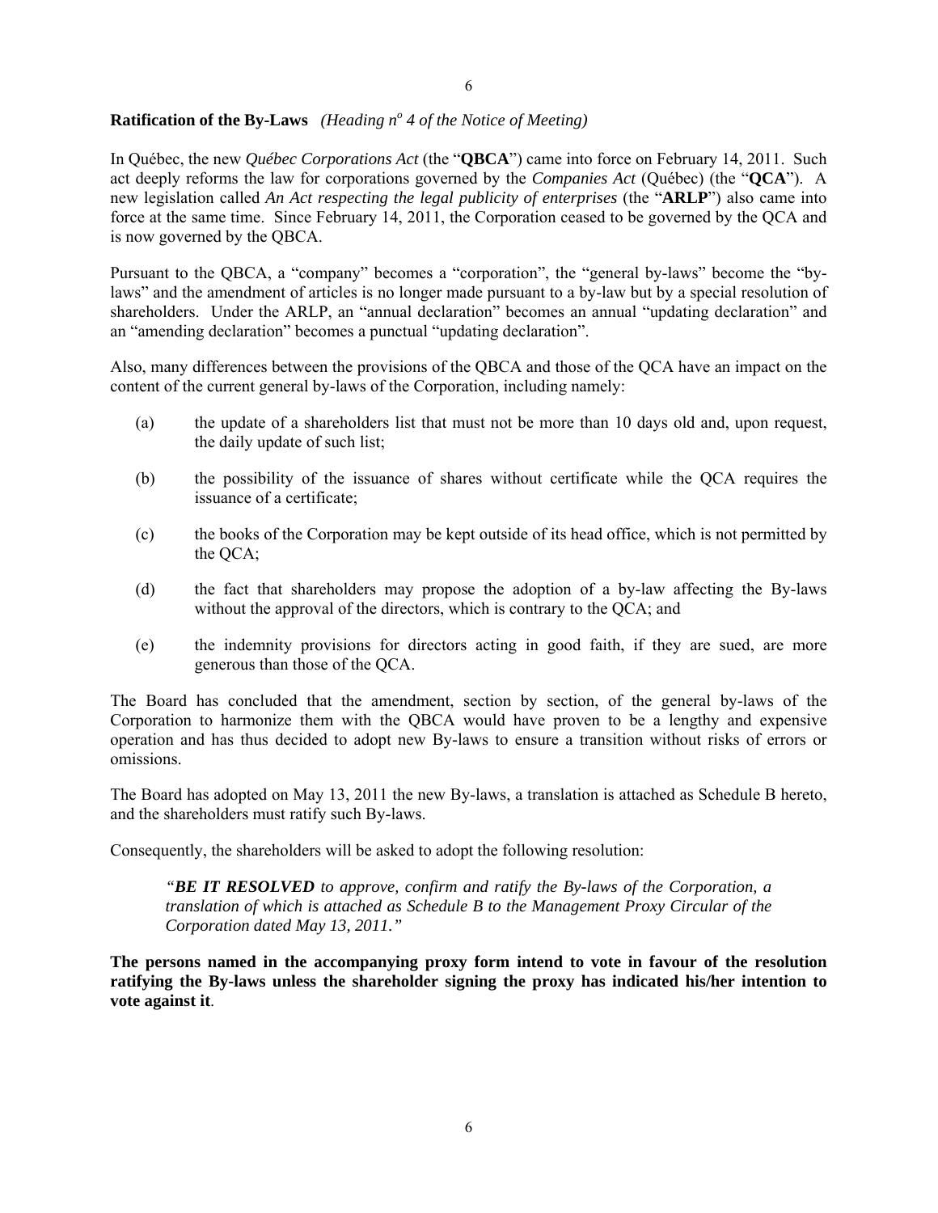**Ratification of the By-Laws** *(Heading n<sup>o</sup> 4 of the Notice of Meeting)*

In Québec, the new *Québec Corporations Act* (the "**QBCA**") came into force on February 14, 2011. Such act deeply reforms the law for corporations governed by the *Companies Act* (Québec) (the "**QCA**"). A new legislation called *An Act respecting the legal publicity of enterprises* (the "**ARLP**") also came into force at the same time. Since February 14, 2011, the Corporation ceased to be governed by the QCA and is now governed by the QBCA.

Pursuant to the QBCA, a "company" becomes a "corporation", the "general by-laws" become the "by-laws" and the amendment of articles is no longer made pursuant to a by-law but by a special resolution of shareholders. Under the ARLP, an "annual declaration" becomes an annual "updating declaration" and an "amending declaration" becomes a punctual "updating declaration".

Also, many differences between the provisions of the QBCA and those of the QCA have an impact on the content of the current general by-laws of the Corporation, including namely:

(a) the update of a shareholders list that must not be more than 10 days old and, upon request, the daily update of such list;

(b) the possibility of the issuance of shares without certificate while the QCA requires the issuance of a certificate;

(c) the books of the Corporation may be kept outside of its head office, which is not permitted by the QCA;

(d) the fact that shareholders may propose the adoption of a by-law affecting the By-laws without the approval of the directors, which is contrary to the QCA; and

(e) the indemnity provisions for directors acting in good faith, if they are sued, are more generous than those of the QCA.

The Board has concluded that the amendment, section by section, of the general by-laws of the Corporation to harmonize them with the QBCA would have proven to be a lengthy and expensive operation and has thus decided to adopt new By-laws to ensure a transition without risks of errors or omissions.

The Board has adopted on May 13, 2011 the new By-laws, a translation is attached as Schedule B hereto, and the shareholders must ratify such By-laws.

Consequently, the shareholders will be asked to adopt the following resolution:

> *"**BE IT RESOLVED** to approve, confirm and ratify the By-laws of the Corporation, a translation of which is attached as Schedule B to the Management Proxy Circular of the Corporation dated May 13, 2011."*

**The persons named in the accompanying proxy form intend to vote in favour of the resolution ratifying the By-laws unless the shareholder signing the proxy has indicated his/her intention to vote against it**.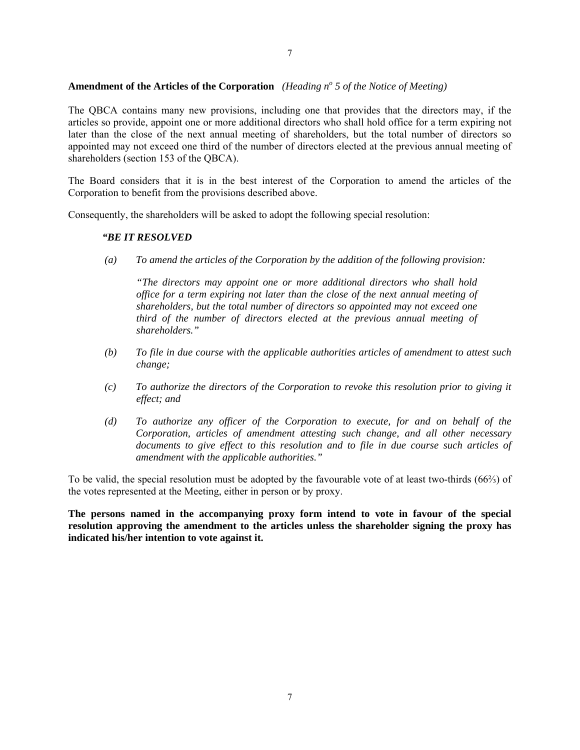**Amendment of the Articles of the Corporation** *(Heading n° 5 of the Notice of Meeting)*

The QBCA contains many new provisions, including one that provides that the directors may, if the articles so provide, appoint one or more additional directors who shall hold office for a term expiring not later than the close of the next annual meeting of shareholders, but the total number of directors so appointed may not exceed one third of the number of directors elected at the previous annual meeting of shareholders (section 153 of the QBCA).

The Board considers that it is in the best interest of the Corporation to amend the articles of the Corporation to benefit from the provisions described above.

Consequently, the shareholders will be asked to adopt the following special resolution:

> ***"BE IT RESOLVED***
>
> *(a) To amend the articles of the Corporation by the addition of the following provision:*
>
> > *"The directors may appoint one or more additional directors who shall hold office for a term expiring not later than the close of the next annual meeting of shareholders, but the total number of directors so appointed may not exceed one third of the number of directors elected at the previous annual meeting of shareholders."*
>
> *(b) To file in due course with the applicable authorities articles of amendment to attest such change;*
>
> *(c) To authorize the directors of the Corporation to revoke this resolution prior to giving it effect; and*
>
> *(d) To authorize any officer of the Corporation to execute, for and on behalf of the Corporation, articles of amendment attesting such change, and all other necessary documents to give effect to this resolution and to file in due course such articles of amendment with the applicable authorities."*

To be valid, the special resolution must be adopted by the favourable vote of at least two-thirds (66⅔) of the votes represented at the Meeting, either in person or by proxy.

**The persons named in the accompanying proxy form intend to vote in favour of the special resolution approving the amendment to the articles unless the shareholder signing the proxy has indicated his/her intention to vote against it.**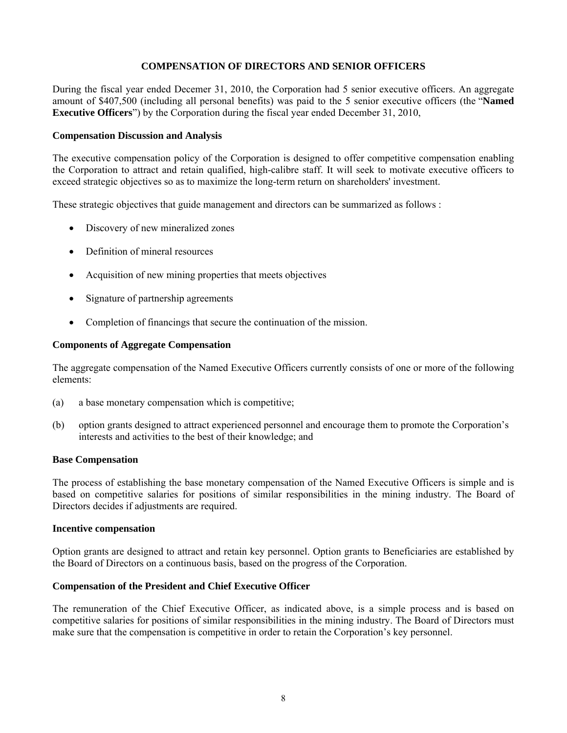## COMPENSATION OF DIRECTORS AND SENIOR OFFICERS

During the fiscal year ended Decemer 31, 2010, the Corporation had 5 senior executive officers. An aggregate amount of $407,500 (including all personal benefits) was paid to the 5 senior executive officers (the "**Named Executive Officers**") by the Corporation during the fiscal year ended December 31, 2010,

### Compensation Discussion and Analysis

The executive compensation policy of the Corporation is designed to offer competitive compensation enabling the Corporation to attract and retain qualified, high-calibre staff. It will seek to motivate executive officers to exceed strategic objectives so as to maximize the long-term return on shareholders' investment.

These strategic objectives that guide management and directors can be summarized as follows :

- Discovery of new mineralized zones
- Definition of mineral resources
- Acquisition of new mining properties that meets objectives
- Signature of partnership agreements
- Completion of financings that secure the continuation of the mission.

### Components of Aggregate Compensation

The aggregate compensation of the Named Executive Officers currently consists of one or more of the following elements:

(a) a base monetary compensation which is competitive;

(b) option grants designed to attract experienced personnel and encourage them to promote the Corporation's interests and activities to the best of their knowledge; and

### Base Compensation

The process of establishing the base monetary compensation of the Named Executive Officers is simple and is based on competitive salaries for positions of similar responsibilities in the mining industry. The Board of Directors decides if adjustments are required.

### Incentive compensation

Option grants are designed to attract and retain key personnel. Option grants to Beneficiaries are established by the Board of Directors on a continuous basis, based on the progress of the Corporation.

### Compensation of the President and Chief Executive Officer

The remuneration of the Chief Executive Officer, as indicated above, is a simple process and is based on competitive salaries for positions of similar responsibilities in the mining industry. The Board of Directors must make sure that the compensation is competitive in order to retain the Corporation's key personnel.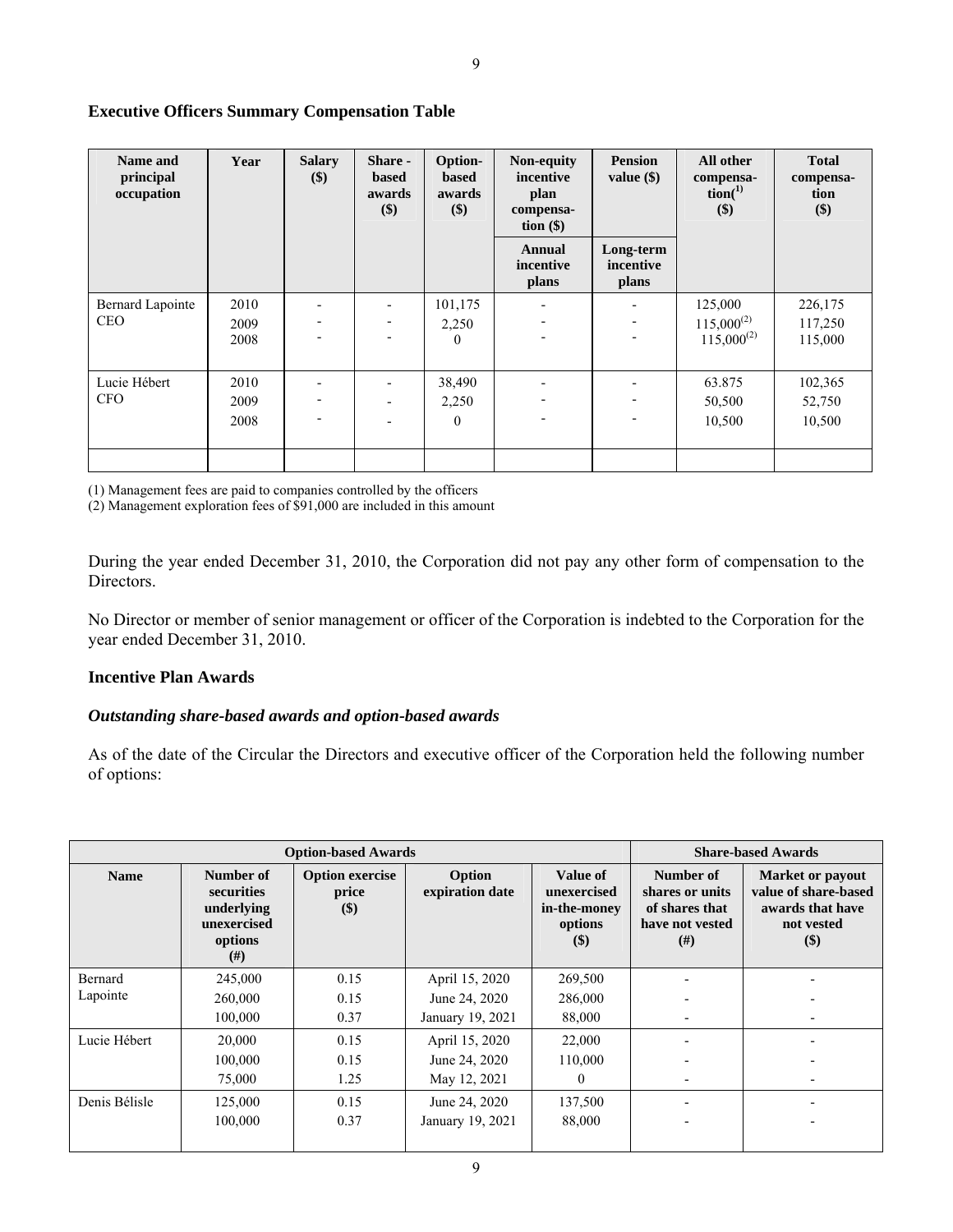### Executive Officers Summary Compensation Table

| Name and principal occupation | Year | Salary ($) | Share - based awards ($) | Option-based awards ($) | Non-equity incentive plan compensa-tion ($) | Pension value ($) | All other compensa-tion[1] ($) | Total compensa-tion ($) |
|---|---|---|---|---|---|---|---|---|
| | | | | | Annual incentive plans | Long-term incentive plans | | |
| Bernard Lapointe CEO | 2010 | - | - | 101,175 | - | - | 125,000 | 226,175 |
| | 2009 | - | - | 2,250 | - | - | 115,000[2] | 117,250 |
| | 2008 | - | - | 0 | - | - | 115,000[2] | 115,000 |
| Lucie Hébert CFO | 2010 | - | - | 38,490 | - | - | 63.875 | 102,365 |
| | 2009 | - | - | 2,250 | - | - | 50,500 | 52,750 |
| | 2008 | - | - | 0 | - | - | 10,500 | 10,500 |
| | | | | | | | | |

(1) Management fees are paid to companies controlled by the officers

(2) Management exploration fees of $91,000 are included in this amount

During the year ended December 31, 2010, the Corporation did not pay any other form of compensation to the Directors.

No Director or member of senior management or officer of the Corporation is indebted to the Corporation for the year ended December 31, 2010.

### Incentive Plan Awards

#### *Outstanding share-based awards and option-based awards*

As of the date of the Circular the Directors and executive officer of the Corporation held the following number of options:

| Option-based Awards | | | | | Share-based Awards | |
|---|---|---|---|---|---|---|
| Name | Number of securities underlying unexercised options (#) | Option exercise price ($) | Option expiration date | Value of unexercised in-the-money options ($) | Number of shares or units of shares that have not vested (#) | Market or payout value of share-based awards that have not vested ($) |
| Bernard Lapointe | 245,000 | 0.15 | April 15, 2020 | 269,500 | - | - |
| | 260,000 | 0.15 | June 24, 2020 | 286,000 | - | - |
| | 100,000 | 0.37 | January 19, 2021 | 88,000 | - | - |
| Lucie Hébert | 20,000 | 0.15 | April 15, 2020 | 22,000 | - | - |
| | 100,000 | 0.15 | June 24, 2020 | 110,000 | - | - |
| | 75,000 | 1.25 | May 12, 2021 | 0 | - | - |
| Denis Bélisle | 125,000 | 0.15 | June 24, 2020 | 137,500 | - | - |
| | 100,000 | 0.37 | January 19, 2021 | 88,000 | - | - |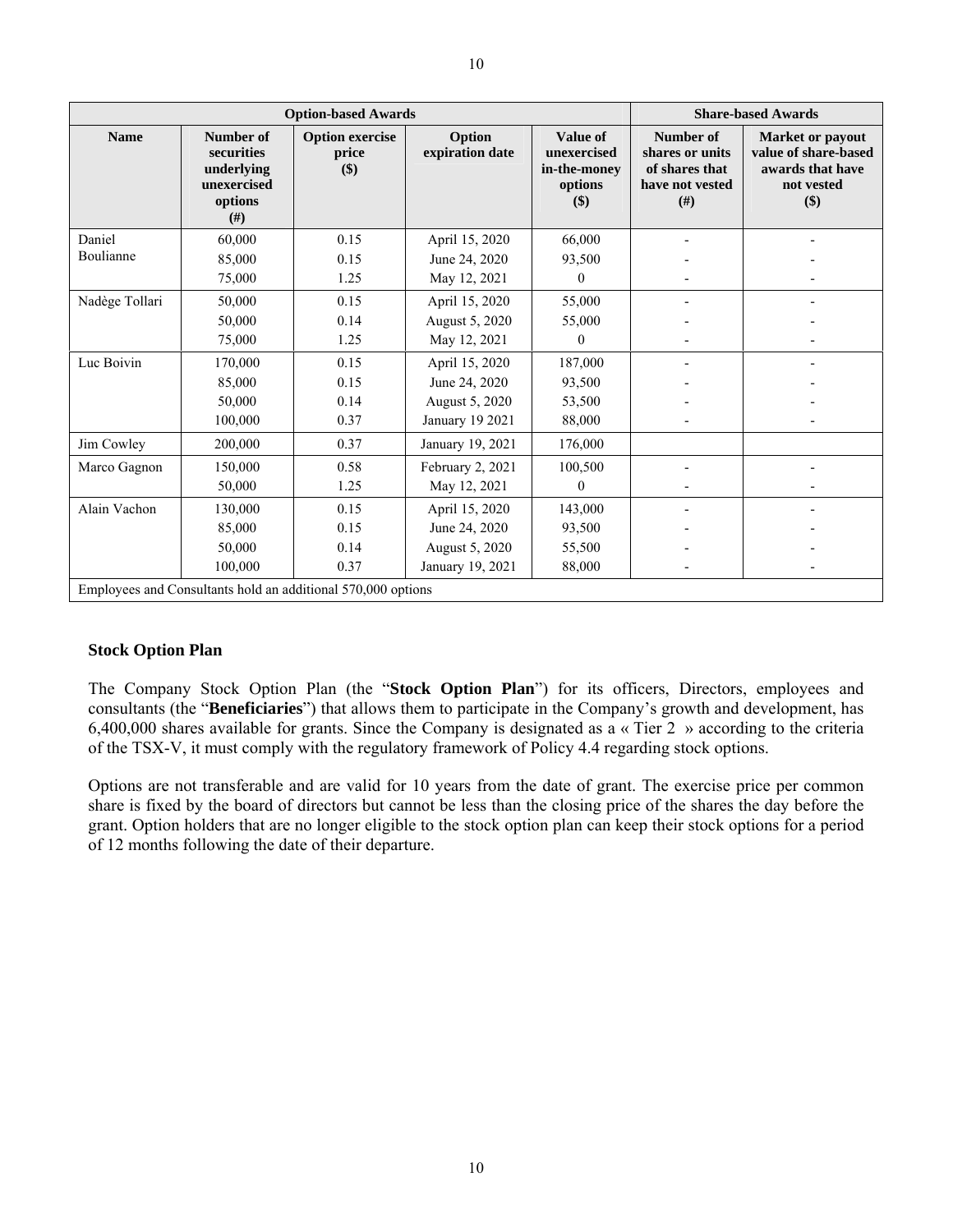| Option-based Awards | | | | | Share-based Awards | |
|---|---|---|---|---|---|---|
| **Name** | **Number of securities underlying unexercised options (#)** | **Option exercise price ($)** | **Option expiration date** | **Value of unexercised in-the-money options ($)** | **Number of shares or units of shares that have not vested (#)** | **Market or payout value of share-based awards that have not vested ($)** |
| Daniel Boulianne | 60,000<br>85,000<br>75,000 | 0.15<br>0.15<br>1.25 | April 15, 2020<br>June 24, 2020<br>May 12, 2021 | 66,000<br>93,500<br>0 | -<br>-<br>- | -<br>-<br>- |
| Nadège Tollari | 50,000<br>50,000<br>75,000 | 0.15<br>0.14<br>1.25 | April 15, 2020<br>August 5, 2020<br>May 12, 2021 | 55,000<br>55,000<br>0 | -<br>-<br>- | -<br>-<br>- |
| Luc Boivin | 170,000<br>85,000<br>50,000<br>100,000 | 0.15<br>0.15<br>0.14<br>0.37 | April 15, 2020<br>June 24, 2020<br>August 5, 2020<br>January 19 2021 | 187,000<br>93,500<br>53,500<br>88,000 | -<br>-<br>-<br>- | -<br>-<br>-<br>- |
| Jim Cowley | 200,000 | 0.37 | January 19, 2021 | 176,000 | | |
| Marco Gagnon | 150,000<br>50,000 | 0.58<br>1.25 | February 2, 2021<br>May 12, 2021 | 100,500<br>0 | -<br>- | -<br>- |
| Alain Vachon | 130,000<br>85,000<br>50,000<br>100,000 | 0.15<br>0.15<br>0.14<br>0.37 | April 15, 2020<br>June 24, 2020<br>August 5, 2020<br>January 19, 2021 | 143,000<br>93,500<br>55,500<br>88,000 | -<br>-<br>-<br>- | -<br>-<br>-<br>- |
| Employees and Consultants hold an additional 570,000 options | | | | | | |

## Stock Option Plan

The Company Stock Option Plan (the "**Stock Option Plan**") for its officers, Directors, employees and consultants (the "**Beneficiaries**") that allows them to participate in the Company's growth and development, has 6,400,000 shares available for grants. Since the Company is designated as a « Tier 2 » according to the criteria of the TSX-V, it must comply with the regulatory framework of Policy 4.4 regarding stock options.

Options are not transferable and are valid for 10 years from the date of grant. The exercise price per common share is fixed by the board of directors but cannot be less than the closing price of the shares the day before the grant. Option holders that are no longer eligible to the stock option plan can keep their stock options for a period of 12 months following the date of their departure.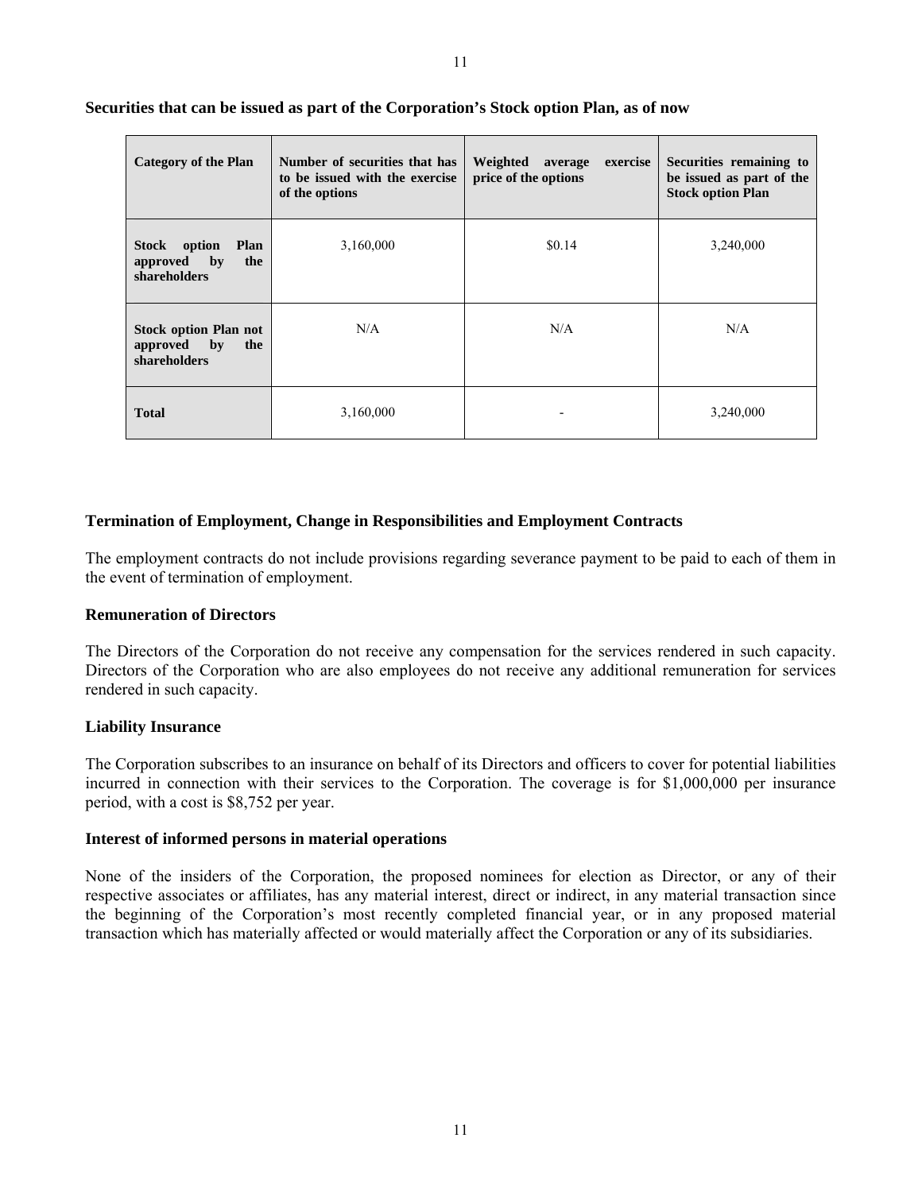**Securities that can be issued as part of the Corporation's Stock option Plan, as of now**

| Category of the Plan | Number of securities that has to be issued with the exercise of the options | Weighted average exercise price of the options | Securities remaining to be issued as part of the Stock option Plan |
|---|---|---|---|
| **Stock option Plan approved by the shareholders** | 3,160,000 | $0.14 | 3,240,000 |
| **Stock option Plan not approved by the shareholders** | N/A | N/A | N/A |
| **Total** | 3,160,000 | - | 3,240,000 |

### Termination of Employment, Change in Responsibilities and Employment Contracts

The employment contracts do not include provisions regarding severance payment to be paid to each of them in the event of termination of employment.

### Remuneration of Directors

The Directors of the Corporation do not receive any compensation for the services rendered in such capacity. Directors of the Corporation who are also employees do not receive any additional remuneration for services rendered in such capacity.

### Liability Insurance

The Corporation subscribes to an insurance on behalf of its Directors and officers to cover for potential liabilities incurred in connection with their services to the Corporation. The coverage is for $1,000,000 per insurance period, with a cost is $8,752 per year.

### Interest of informed persons in material operations

None of the insiders of the Corporation, the proposed nominees for election as Director, or any of their respective associates or affiliates, has any material interest, direct or indirect, in any material transaction since the beginning of the Corporation's most recently completed financial year, or in any proposed material transaction which has materially affected or would materially affect the Corporation or any of its subsidiaries.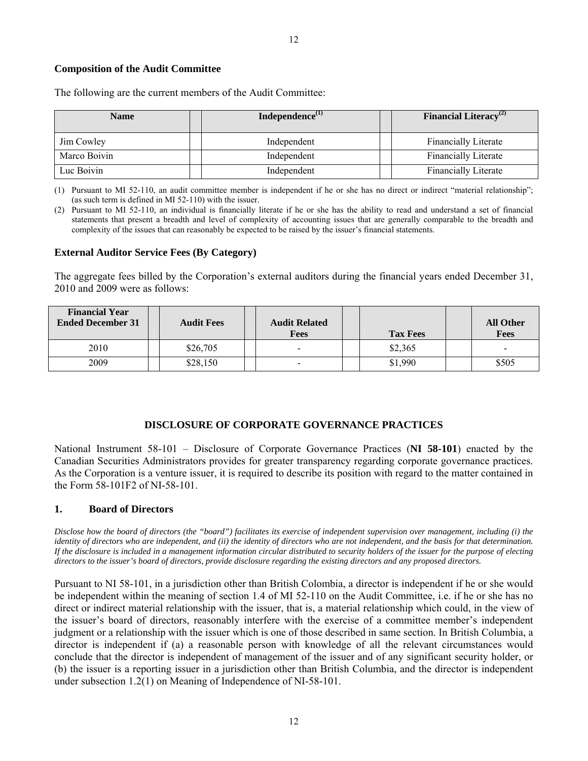**Composition of the Audit Committee**

The following are the current members of the Audit Committee:

| Name | Independence[(1)] | Financial Literacy[(2)] |
|---|---|---|
| Jim Cowley | Independent | Financially Literate |
| Marco Boivin | Independent | Financially Literate |
| Luc Boivin | Independent | Financially Literate |

(1) Pursuant to MI 52-110, an audit committee member is independent if he or she has no direct or indirect "material relationship"; (as such term is defined in MI 52-110) with the issuer.

(2) Pursuant to MI 52-110, an individual is financially literate if he or she has the ability to read and understand a set of financial statements that present a breadth and level of complexity of accounting issues that are generally comparable to the breadth and complexity of the issues that can reasonably be expected to be raised by the issuer's financial statements.

**External Auditor Service Fees (By Category)**

The aggregate fees billed by the Corporation's external auditors during the financial years ended December 31, 2010 and 2009 were as follows:

| Financial Year Ended December 31 | Audit Fees | Audit Related Fees | Tax Fees | All Other Fees |
|---|---|---|---|---|
| 2010 | $26,705 | - | $2,365 | - |
| 2009 | $28,150 | - | $1,990 | $505 |

**DISCLOSURE OF CORPORATE GOVERNANCE PRACTICES**

National Instrument 58-101 – Disclosure of Corporate Governance Practices (**NI 58-101**) enacted by the Canadian Securities Administrators provides for greater transparency regarding corporate governance practices. As the Corporation is a venture issuer, it is required to describe its position with regard to the matter contained in the Form 58-101F2 of NI-58-101.

**1. Board of Directors**

*Disclose how the board of directors (the "board") facilitates its exercise of independent supervision over management, including (i) the identity of directors who are independent, and (ii) the identity of directors who are not independent, and the basis for that determination. If the disclosure is included in a management information circular distributed to security holders of the issuer for the purpose of electing directors to the issuer's board of directors, provide disclosure regarding the existing directors and any proposed directors.*

Pursuant to NI 58-101, in a jurisdiction other than British Colombia, a director is independent if he or she would be independent within the meaning of section 1.4 of MI 52-110 on the Audit Committee, i.e. if he or she has no direct or indirect material relationship with the issuer, that is, a material relationship which could, in the view of the issuer's board of directors, reasonably interfere with the exercise of a committee member's independent judgment or a relationship with the issuer which is one of those described in same section. In British Columbia, a director is independent if (a) a reasonable person with knowledge of all the relevant circumstances would conclude that the director is independent of management of the issuer and of any significant security holder, or (b) the issuer is a reporting issuer in a jurisdiction other than British Columbia, and the director is independent under subsection 1.2(1) on Meaning of Independence of NI-58-101.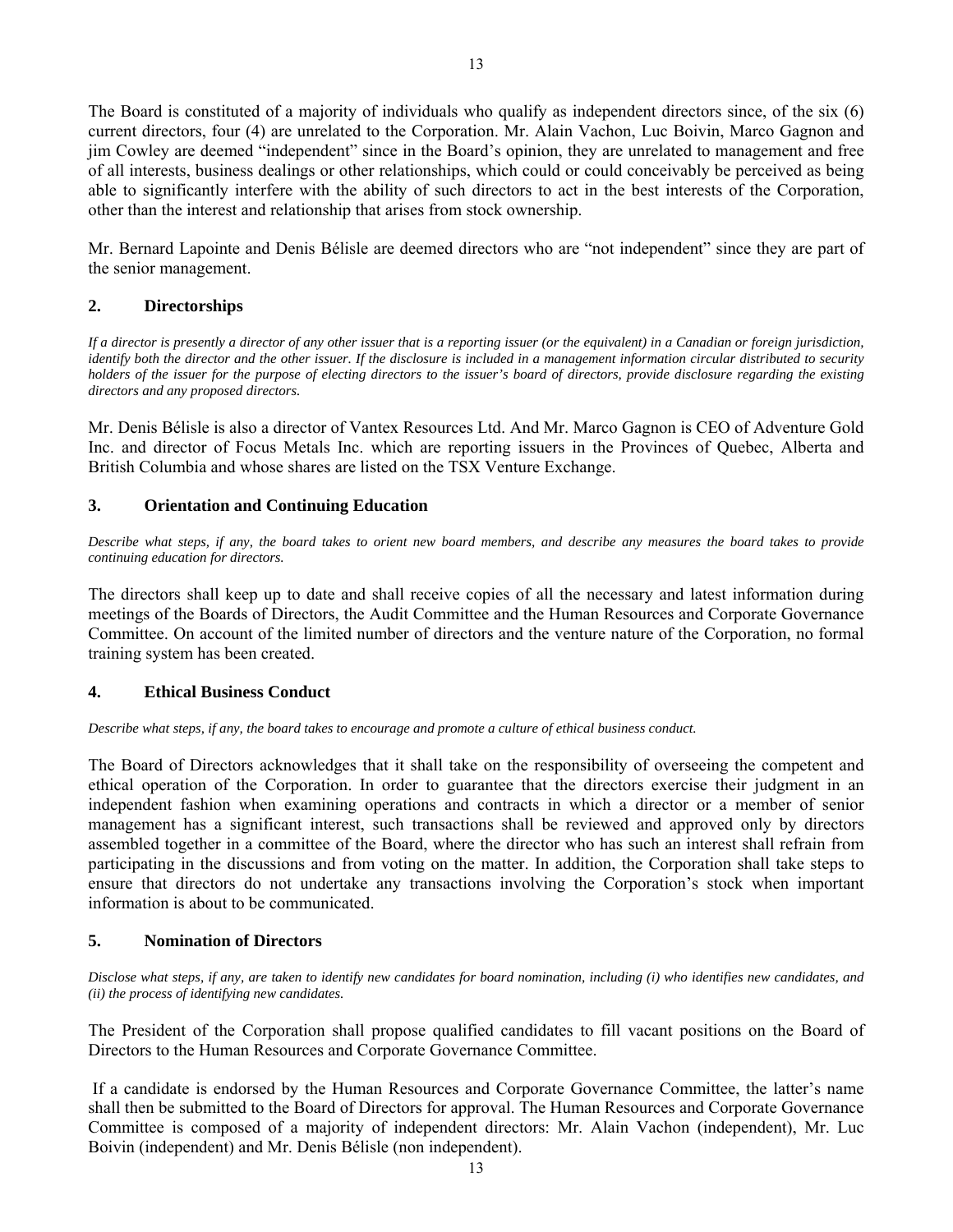The Board is constituted of a majority of individuals who qualify as independent directors since, of the six (6) current directors, four (4) are unrelated to the Corporation. Mr. Alain Vachon, Luc Boivin, Marco Gagnon and jim Cowley are deemed "independent" since in the Board's opinion, they are unrelated to management and free of all interests, business dealings or other relationships, which could or could conceivably be perceived as being able to significantly interfere with the ability of such directors to act in the best interests of the Corporation, other than the interest and relationship that arises from stock ownership.

Mr. Bernard Lapointe and Denis Bélisle are deemed directors who are "not independent" since they are part of the senior management.

## 2. Directorships

*If a director is presently a director of any other issuer that is a reporting issuer (or the equivalent) in a Canadian or foreign jurisdiction, identify both the director and the other issuer. If the disclosure is included in a management information circular distributed to security holders of the issuer for the purpose of electing directors to the issuer's board of directors, provide disclosure regarding the existing directors and any proposed directors.*

Mr. Denis Bélisle is also a director of Vantex Resources Ltd. And Mr. Marco Gagnon is CEO of Adventure Gold Inc. and director of Focus Metals Inc. which are reporting issuers in the Provinces of Quebec, Alberta and British Columbia and whose shares are listed on the TSX Venture Exchange.

## 3. Orientation and Continuing Education

*Describe what steps, if any, the board takes to orient new board members, and describe any measures the board takes to provide continuing education for directors.*

The directors shall keep up to date and shall receive copies of all the necessary and latest information during meetings of the Boards of Directors, the Audit Committee and the Human Resources and Corporate Governance Committee. On account of the limited number of directors and the venture nature of the Corporation, no formal training system has been created.

## 4. Ethical Business Conduct

*Describe what steps, if any, the board takes to encourage and promote a culture of ethical business conduct.*

The Board of Directors acknowledges that it shall take on the responsibility of overseeing the competent and ethical operation of the Corporation. In order to guarantee that the directors exercise their judgment in an independent fashion when examining operations and contracts in which a director or a member of senior management has a significant interest, such transactions shall be reviewed and approved only by directors assembled together in a committee of the Board, where the director who has such an interest shall refrain from participating in the discussions and from voting on the matter. In addition, the Corporation shall take steps to ensure that directors do not undertake any transactions involving the Corporation's stock when important information is about to be communicated.

## 5. Nomination of Directors

*Disclose what steps, if any, are taken to identify new candidates for board nomination, including (i) who identifies new candidates, and (ii) the process of identifying new candidates.*

The President of the Corporation shall propose qualified candidates to fill vacant positions on the Board of Directors to the Human Resources and Corporate Governance Committee.

If a candidate is endorsed by the Human Resources and Corporate Governance Committee, the latter's name shall then be submitted to the Board of Directors for approval. The Human Resources and Corporate Governance Committee is composed of a majority of independent directors: Mr. Alain Vachon (independent), Mr. Luc Boivin (independent) and Mr. Denis Bélisle (non independent).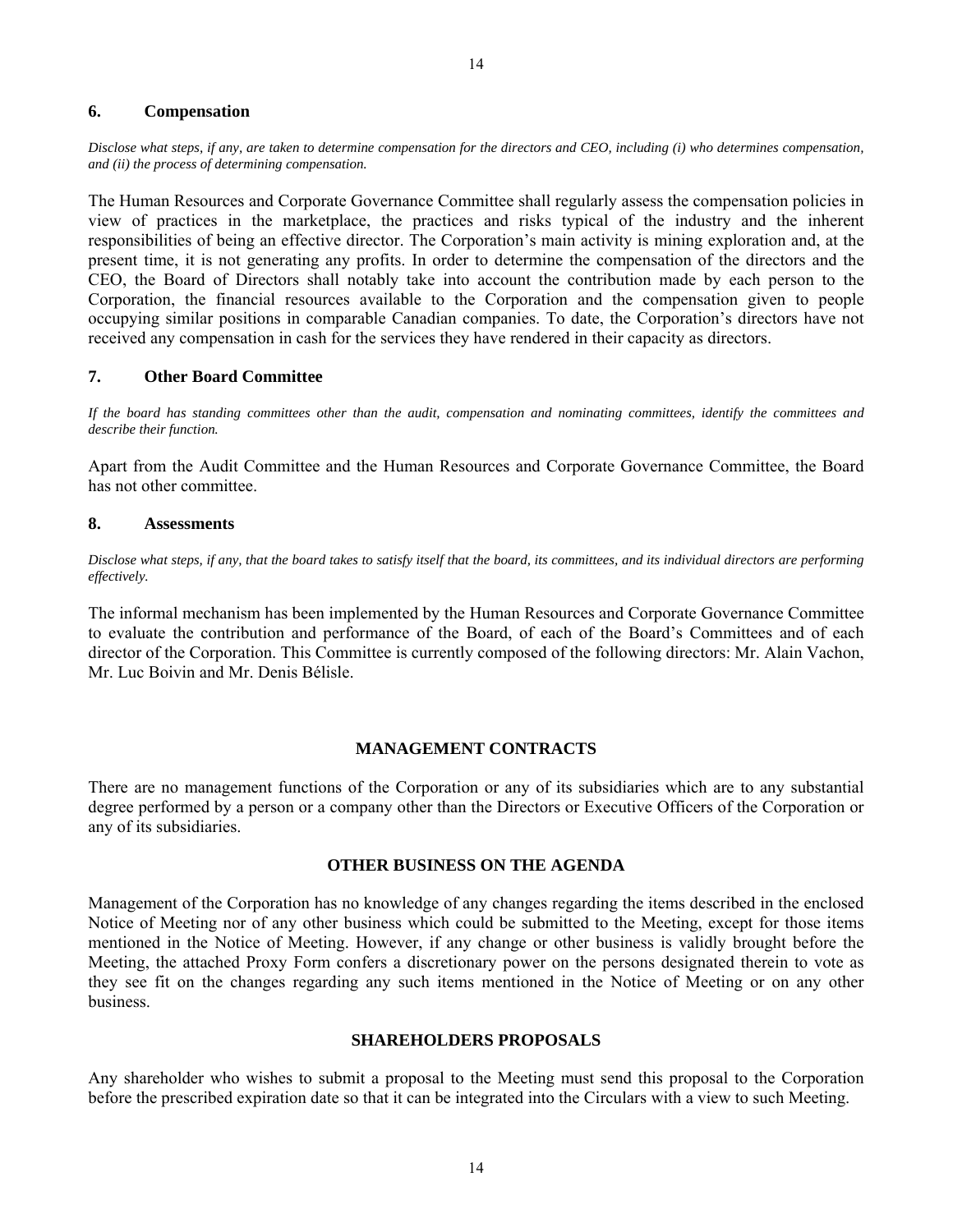### 6. Compensation

*Disclose what steps, if any, are taken to determine compensation for the directors and CEO, including (i) who determines compensation, and (ii) the process of determining compensation.*

The Human Resources and Corporate Governance Committee shall regularly assess the compensation policies in view of practices in the marketplace, the practices and risks typical of the industry and the inherent responsibilities of being an effective director. The Corporation's main activity is mining exploration and, at the present time, it is not generating any profits. In order to determine the compensation of the directors and the CEO, the Board of Directors shall notably take into account the contribution made by each person to the Corporation, the financial resources available to the Corporation and the compensation given to people occupying similar positions in comparable Canadian companies. To date, the Corporation's directors have not received any compensation in cash for the services they have rendered in their capacity as directors.

### 7. Other Board Committee

*If the board has standing committees other than the audit, compensation and nominating committees, identify the committees and describe their function.*

Apart from the Audit Committee and the Human Resources and Corporate Governance Committee, the Board has not other committee.

### 8. Assessments

*Disclose what steps, if any, that the board takes to satisfy itself that the board, its committees, and its individual directors are performing effectively.*

The informal mechanism has been implemented by the Human Resources and Corporate Governance Committee to evaluate the contribution and performance of the Board, of each of the Board's Committees and of each director of the Corporation. This Committee is currently composed of the following directors: Mr. Alain Vachon, Mr. Luc Boivin and Mr. Denis Bélisle.

## MANAGEMENT CONTRACTS

There are no management functions of the Corporation or any of its subsidiaries which are to any substantial degree performed by a person or a company other than the Directors or Executive Officers of the Corporation or any of its subsidiaries.

## OTHER BUSINESS ON THE AGENDA

Management of the Corporation has no knowledge of any changes regarding the items described in the enclosed Notice of Meeting nor of any other business which could be submitted to the Meeting, except for those items mentioned in the Notice of Meeting. However, if any change or other business is validly brought before the Meeting, the attached Proxy Form confers a discretionary power on the persons designated therein to vote as they see fit on the changes regarding any such items mentioned in the Notice of Meeting or on any other business.

## SHAREHOLDERS PROPOSALS

Any shareholder who wishes to submit a proposal to the Meeting must send this proposal to the Corporation before the prescribed expiration date so that it can be integrated into the Circulars with a view to such Meeting.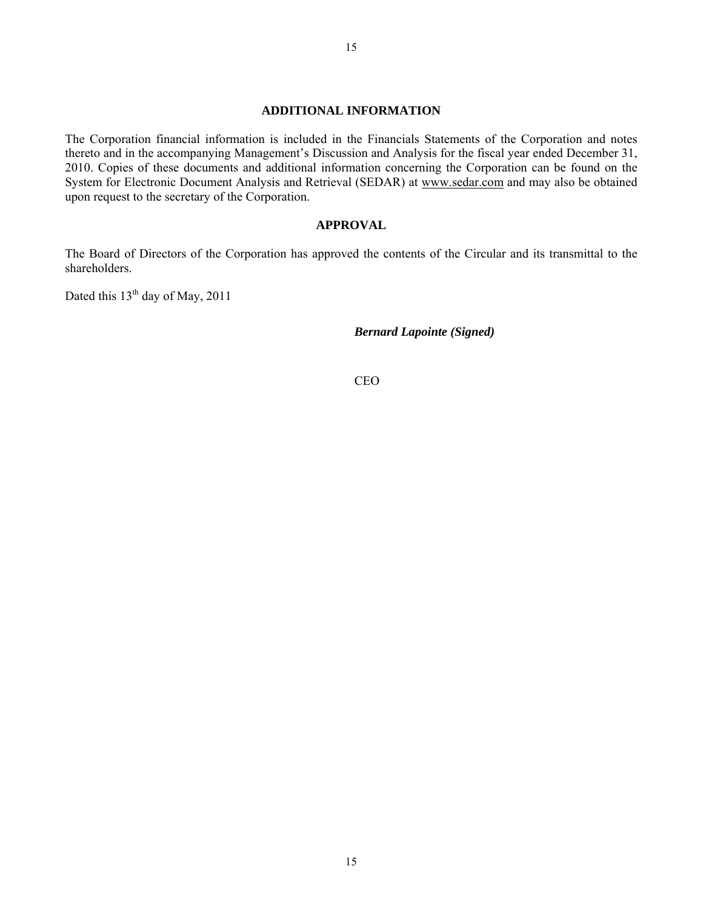## ADDITIONAL INFORMATION

The Corporation financial information is included in the Financials Statements of the Corporation and notes thereto and in the accompanying Management's Discussion and Analysis for the fiscal year ended December 31, 2010. Copies of these documents and additional information concerning the Corporation can be found on the System for Electronic Document Analysis and Retrieval (SEDAR) at www.sedar.com and may also be obtained upon request to the secretary of the Corporation.

## APPROVAL

The Board of Directors of the Corporation has approved the contents of the Circular and its transmittal to the shareholders.

Dated this 13th day of May, 2011

***Bernard Lapointe (Signed)***

CEO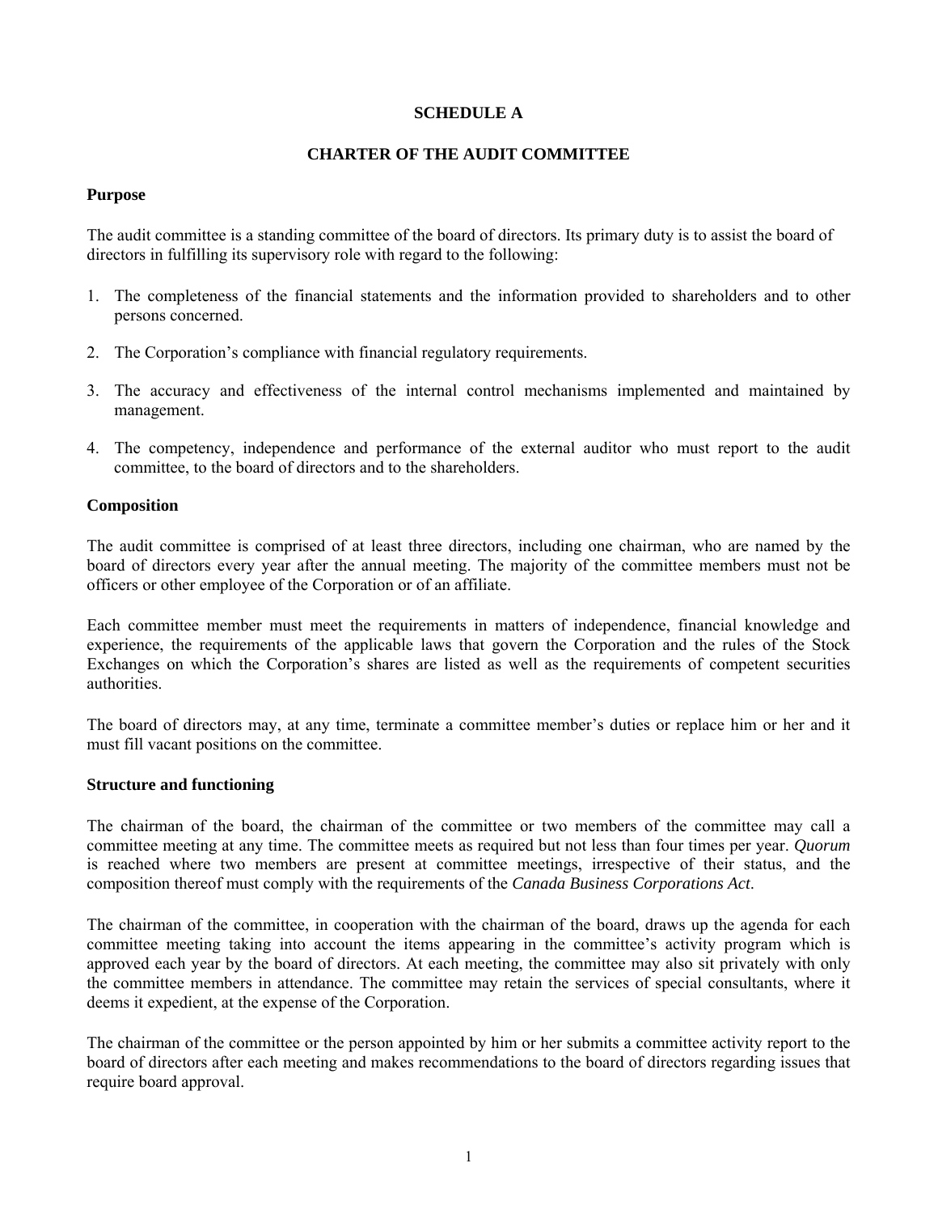# SCHEDULE A

## CHARTER OF THE AUDIT COMMITTEE

### Purpose

The audit committee is a standing committee of the board of directors. Its primary duty is to assist the board of directors in fulfilling its supervisory role with regard to the following:

1. The completeness of the financial statements and the information provided to shareholders and to other persons concerned.
2. The Corporation's compliance with financial regulatory requirements.
3. The accuracy and effectiveness of the internal control mechanisms implemented and maintained by management.
4. The competency, independence and performance of the external auditor who must report to the audit committee, to the board of directors and to the shareholders.

### Composition

The audit committee is comprised of at least three directors, including one chairman, who are named by the board of directors every year after the annual meeting. The majority of the committee members must not be officers or other employee of the Corporation or of an affiliate.

Each committee member must meet the requirements in matters of independence, financial knowledge and experience, the requirements of the applicable laws that govern the Corporation and the rules of the Stock Exchanges on which the Corporation's shares are listed as well as the requirements of competent securities authorities.

The board of directors may, at any time, terminate a committee member's duties or replace him or her and it must fill vacant positions on the committee.

### Structure and functioning

The chairman of the board, the chairman of the committee or two members of the committee may call a committee meeting at any time. The committee meets as required but not less than four times per year. *Quorum* is reached where two members are present at committee meetings, irrespective of their status, and the composition thereof must comply with the requirements of the *Canada Business Corporations Act*.

The chairman of the committee, in cooperation with the chairman of the board, draws up the agenda for each committee meeting taking into account the items appearing in the committee's activity program which is approved each year by the board of directors. At each meeting, the committee may also sit privately with only the committee members in attendance. The committee may retain the services of special consultants, where it deems it expedient, at the expense of the Corporation.

The chairman of the committee or the person appointed by him or her submits a committee activity report to the board of directors after each meeting and makes recommendations to the board of directors regarding issues that require board approval.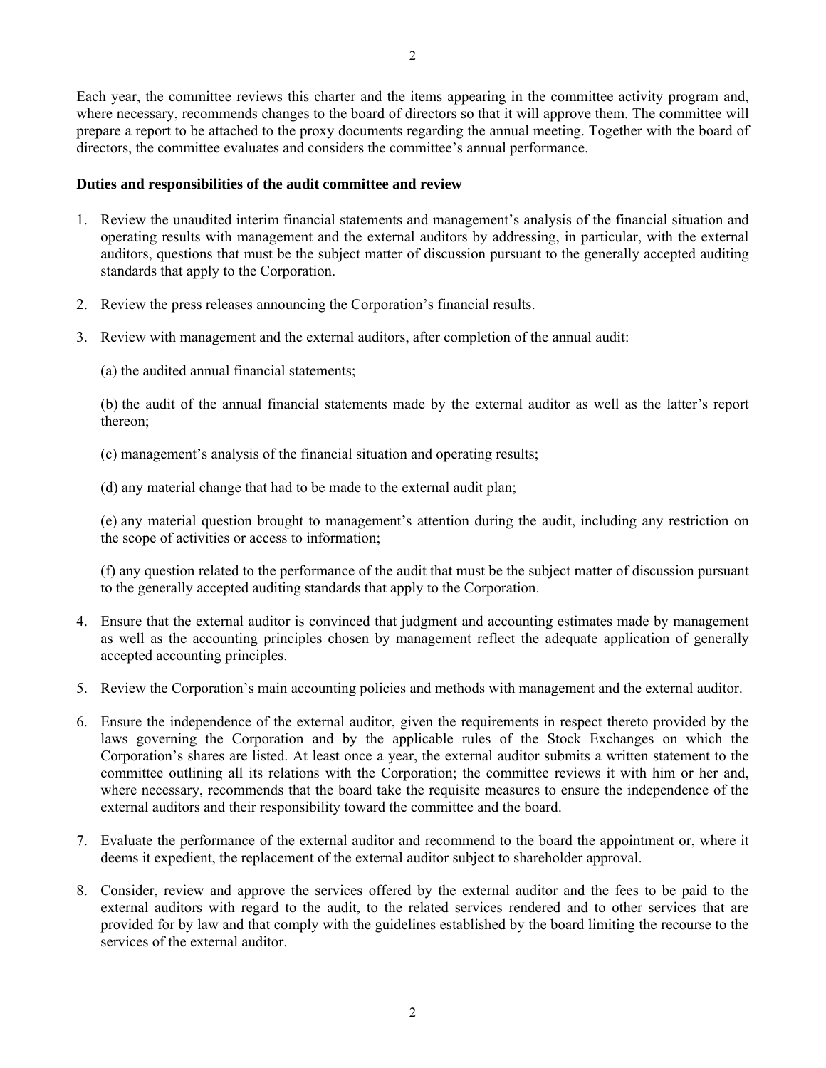Each year, the committee reviews this charter and the items appearing in the committee activity program and, where necessary, recommends changes to the board of directors so that it will approve them. The committee will prepare a report to be attached to the proxy documents regarding the annual meeting. Together with the board of directors, the committee evaluates and considers the committee's annual performance.

**Duties and responsibilities of the audit committee and review**

1. Review the unaudited interim financial statements and management's analysis of the financial situation and operating results with management and the external auditors by addressing, in particular, with the external auditors, questions that must be the subject matter of discussion pursuant to the generally accepted auditing standards that apply to the Corporation.

2. Review the press releases announcing the Corporation's financial results.

3. Review with management and the external auditors, after completion of the annual audit:

   (a) the audited annual financial statements;

   (b) the audit of the annual financial statements made by the external auditor as well as the latter's report thereon;

   (c) management's analysis of the financial situation and operating results;

   (d) any material change that had to be made to the external audit plan;

   (e) any material question brought to management's attention during the audit, including any restriction on the scope of activities or access to information;

   (f) any question related to the performance of the audit that must be the subject matter of discussion pursuant to the generally accepted auditing standards that apply to the Corporation.

4. Ensure that the external auditor is convinced that judgment and accounting estimates made by management as well as the accounting principles chosen by management reflect the adequate application of generally accepted accounting principles.

5. Review the Corporation's main accounting policies and methods with management and the external auditor.

6. Ensure the independence of the external auditor, given the requirements in respect thereto provided by the laws governing the Corporation and by the applicable rules of the Stock Exchanges on which the Corporation's shares are listed. At least once a year, the external auditor submits a written statement to the committee outlining all its relations with the Corporation; the committee reviews it with him or her and, where necessary, recommends that the board take the requisite measures to ensure the independence of the external auditors and their responsibility toward the committee and the board.

7. Evaluate the performance of the external auditor and recommend to the board the appointment or, where it deems it expedient, the replacement of the external auditor subject to shareholder approval.

8. Consider, review and approve the services offered by the external auditor and the fees to be paid to the external auditors with regard to the audit, to the related services rendered and to other services that are provided for by law and that comply with the guidelines established by the board limiting the recourse to the services of the external auditor.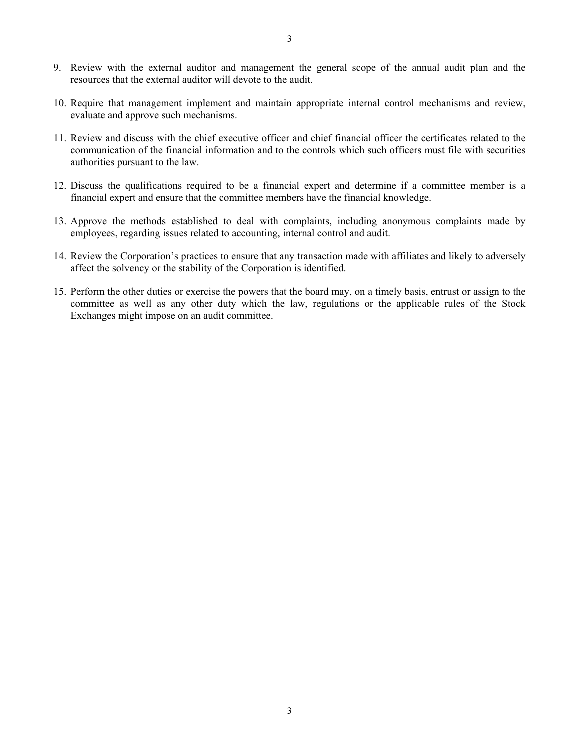9. Review with the external auditor and management the general scope of the annual audit plan and the resources that the external auditor will devote to the audit.

10. Require that management implement and maintain appropriate internal control mechanisms and review, evaluate and approve such mechanisms.

11. Review and discuss with the chief executive officer and chief financial officer the certificates related to the communication of the financial information and to the controls which such officers must file with securities authorities pursuant to the law.

12. Discuss the qualifications required to be a financial expert and determine if a committee member is a financial expert and ensure that the committee members have the financial knowledge.

13. Approve the methods established to deal with complaints, including anonymous complaints made by employees, regarding issues related to accounting, internal control and audit.

14. Review the Corporation's practices to ensure that any transaction made with affiliates and likely to adversely affect the solvency or the stability of the Corporation is identified.

15. Perform the other duties or exercise the powers that the board may, on a timely basis, entrust or assign to the committee as well as any other duty which the law, regulations or the applicable rules of the Stock Exchanges might impose on an audit committee.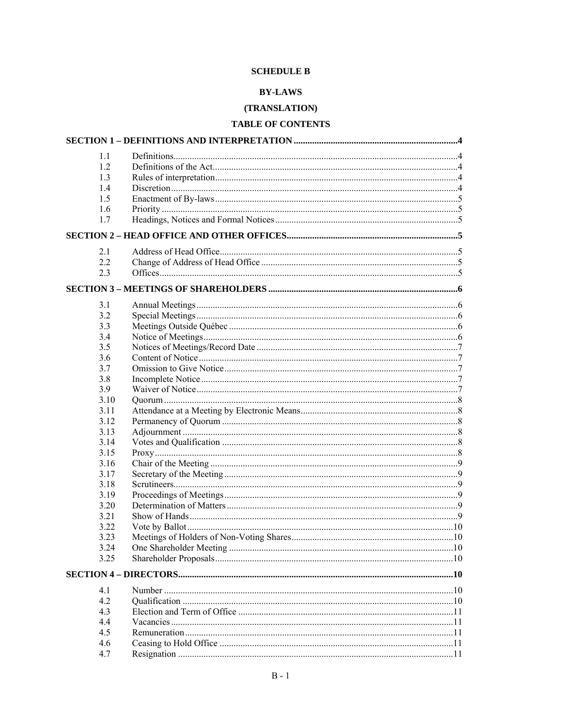**SCHEDULE B**

**BY-LAWS**

**(TRANSLATION)**

**TABLE OF CONTENTS**

| | | |
|---|---|---|
| **SECTION 1 – DEFINITIONS AND INTERPRETATION** | | **4** |
| 1.1 | Definitions | 4 |
| 1.2 | Definitions of the Act | 4 |
| 1.3 | Rules of interpretation | 4 |
| 1.4 | Discretion | 4 |
| 1.5 | Enactment of By-laws | 5 |
| 1.6 | Priority | 5 |
| 1.7 | Headings, Notices and Formal Notices | 5 |
| **SECTION 2 – HEAD OFFICE AND OTHER OFFICES** | | **5** |
| 2.1 | Address of Head Office | 5 |
| 2.2 | Change of Address of Head Office | 5 |
| 2.3 | Offices | 5 |
| **SECTION 3 – MEETINGS OF SHAREHOLDERS** | | **6** |
| 3.1 | Annual Meetings | 6 |
| 3.2 | Special Meetings | 6 |
| 3.3 | Meetings Outside Québec | 6 |
| 3.4 | Notice of Meetings | 6 |
| 3.5 | Notices of Meetings/Record Date | 7 |
| 3.6 | Content of Notice | 7 |
| 3.7 | Omission to Give Notice | 7 |
| 3.8 | Incomplete Notice | 7 |
| 3.9 | Waiver of Notice | 7 |
| 3.10 | Quorum | 8 |
| 3.11 | Attendance at a Meeting by Electronic Means | 8 |
| 3.12 | Permanency of Quorum | 8 |
| 3.13 | Adjournment | 8 |
| 3.14 | Votes and Qualification | 8 |
| 3.15 | Proxy | 8 |
| 3.16 | Chair of the Meeting | 9 |
| 3.17 | Secretary of the Meeting | 9 |
| 3.18 | Scrutineers | 9 |
| 3.19 | Proceedings of Meetings | 9 |
| 3.20 | Determination of Matters | 9 |
| 3.21 | Show of Hands | 9 |
| 3.22 | Vote by Ballot | 10 |
| 3.23 | Meetings of Holders of Non-Voting Shares | 10 |
| 3.24 | One Shareholder Meeting | 10 |
| 3.25 | Shareholder Proposals | 10 |
| **SECTION 4 – DIRECTORS** | | **10** |
| 4.1 | Number | 10 |
| 4.2 | Qualification | 10 |
| 4.3 | Election and Term of Office | 11 |
| 4.4 | Vacancies | 11 |
| 4.5 | Remuneration | 11 |
| 4.6 | Ceasing to Hold Office | 11 |
| 4.7 | Resignation | 11 |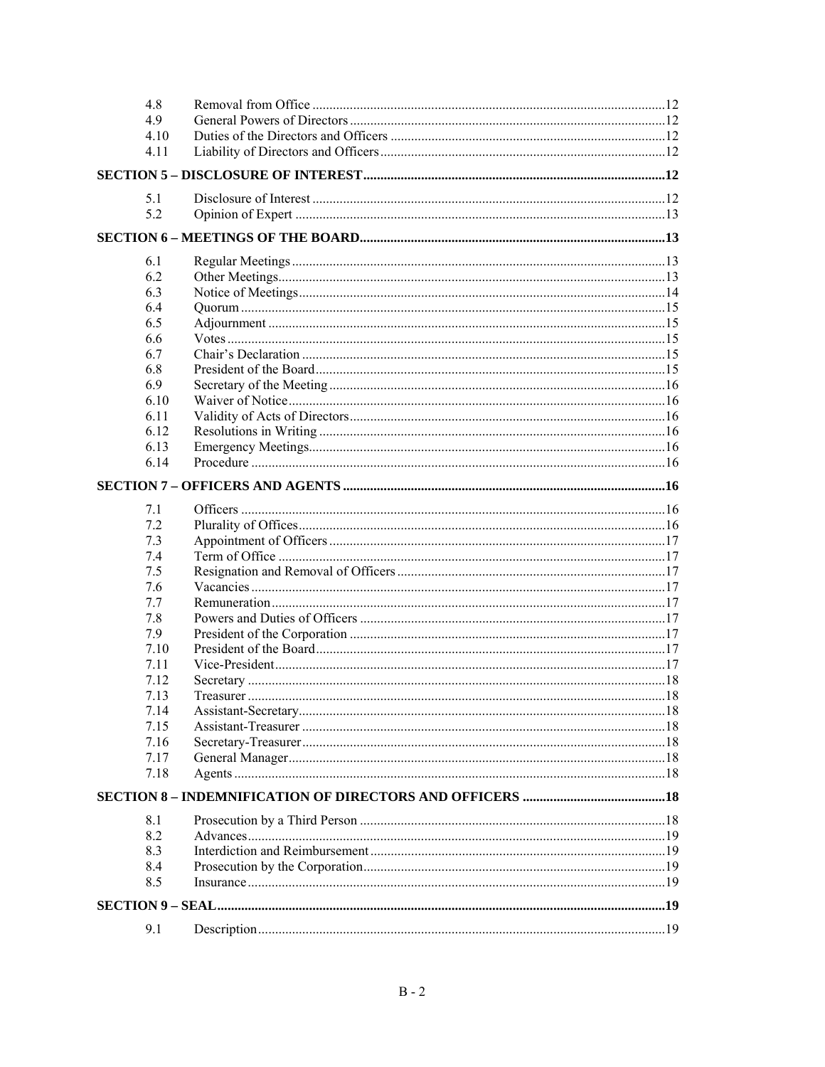| | | |
|---|---|---|
| 4.8 | Removal from Office | 12 |
| 4.9 | General Powers of Directors | 12 |
| 4.10 | Duties of the Directors and Officers | 12 |
| 4.11 | Liability of Directors and Officers | 12 |

**SECTION 5 – DISCLOSURE OF INTEREST ........................................ 12**

| | | |
|---|---|---|
| 5.1 | Disclosure of Interest | 12 |
| 5.2 | Opinion of Expert | 13 |

**SECTION 6 – MEETINGS OF THE BOARD ........................................ 13**

| | | |
|---|---|---|
| 6.1 | Regular Meetings | 13 |
| 6.2 | Other Meetings | 13 |
| 6.3 | Notice of Meetings | 14 |
| 6.4 | Quorum | 15 |
| 6.5 | Adjournment | 15 |
| 6.6 | Votes | 15 |
| 6.7 | Chair's Declaration | 15 |
| 6.8 | President of the Board | 15 |
| 6.9 | Secretary of the Meeting | 16 |
| 6.10 | Waiver of Notice | 16 |
| 6.11 | Validity of Acts of Directors | 16 |
| 6.12 | Resolutions in Writing | 16 |
| 6.13 | Emergency Meetings | 16 |
| 6.14 | Procedure | 16 |

**SECTION 7 – OFFICERS AND AGENTS ........................................ 16**

| | | |
|---|---|---|
| 7.1 | Officers | 16 |
| 7.2 | Plurality of Offices | 16 |
| 7.3 | Appointment of Officers | 17 |
| 7.4 | Term of Office | 17 |
| 7.5 | Resignation and Removal of Officers | 17 |
| 7.6 | Vacancies | 17 |
| 7.7 | Remuneration | 17 |
| 7.8 | Powers and Duties of Officers | 17 |
| 7.9 | President of the Corporation | 17 |
| 7.10 | President of the Board | 17 |
| 7.11 | Vice-President | 17 |
| 7.12 | Secretary | 18 |
| 7.13 | Treasurer | 18 |
| 7.14 | Assistant-Secretary | 18 |
| 7.15 | Assistant-Treasurer | 18 |
| 7.16 | Secretary-Treasurer | 18 |
| 7.17 | General Manager | 18 |
| 7.18 | Agents | 18 |

**SECTION 8 – INDEMNIFICATION OF DIRECTORS AND OFFICERS ........................................ 18**

| | | |
|---|---|---|
| 8.1 | Prosecution by a Third Person | 18 |
| 8.2 | Advances | 19 |
| 8.3 | Interdiction and Reimbursement | 19 |
| 8.4 | Prosecution by the Corporation | 19 |
| 8.5 | Insurance | 19 |

**SECTION 9 – SEAL ........................................ 19**

| | | |
|---|---|---|
| 9.1 | Description | 19 |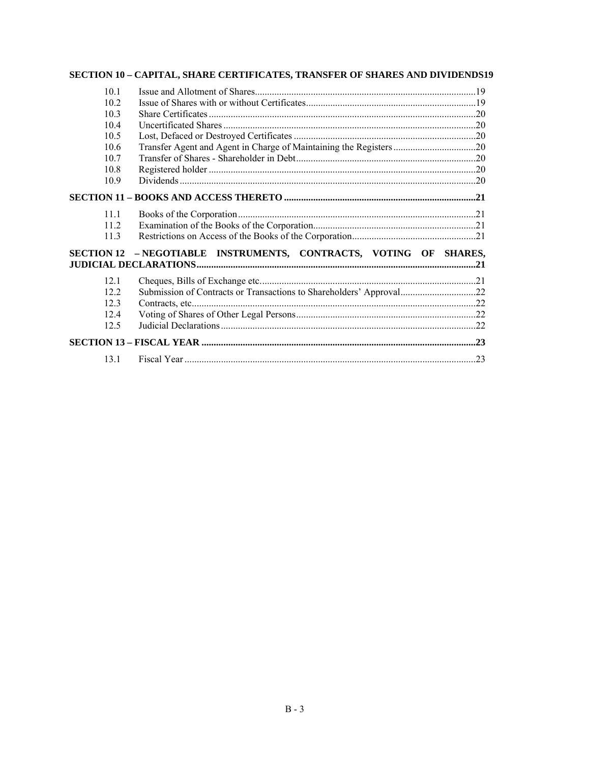**SECTION 10 – CAPITAL, SHARE CERTIFICATES, TRANSFER OF SHARES AND DIVIDENDS 19**

| | | |
|---|---|---|
| 10.1 | Issue and Allotment of Shares | 19 |
| 10.2 | Issue of Shares with or without Certificates | 19 |
| 10.3 | Share Certificates | 20 |
| 10.4 | Uncertificated Shares | 20 |
| 10.5 | Lost, Defaced or Destroyed Certificates | 20 |
| 10.6 | Transfer Agent and Agent in Charge of Maintaining the Registers | 20 |
| 10.7 | Transfer of Shares - Shareholder in Debt | 20 |
| 10.8 | Registered holder | 20 |
| 10.9 | Dividends | 20 |

**SECTION 11 – BOOKS AND ACCESS THERETO 21**

| | | |
|---|---|---|
| 11.1 | Books of the Corporation | 21 |
| 11.2 | Examination of the Books of the Corporation | 21 |
| 11.3 | Restrictions on Access of the Books of the Corporation | 21 |

**SECTION 12 – NEGOTIABLE INSTRUMENTS, CONTRACTS, VOTING OF SHARES, JUDICIAL DECLARATIONS 21**

| | | |
|---|---|---|
| 12.1 | Cheques, Bills of Exchange etc. | 21 |
| 12.2 | Submission of Contracts or Transactions to Shareholders' Approval | 22 |
| 12.3 | Contracts, etc. | 22 |
| 12.4 | Voting of Shares of Other Legal Persons | 22 |
| 12.5 | Judicial Declarations | 22 |

**SECTION 13 – FISCAL YEAR 23**

| | | |
|---|---|---|
| 13.1 | Fiscal Year | 23 |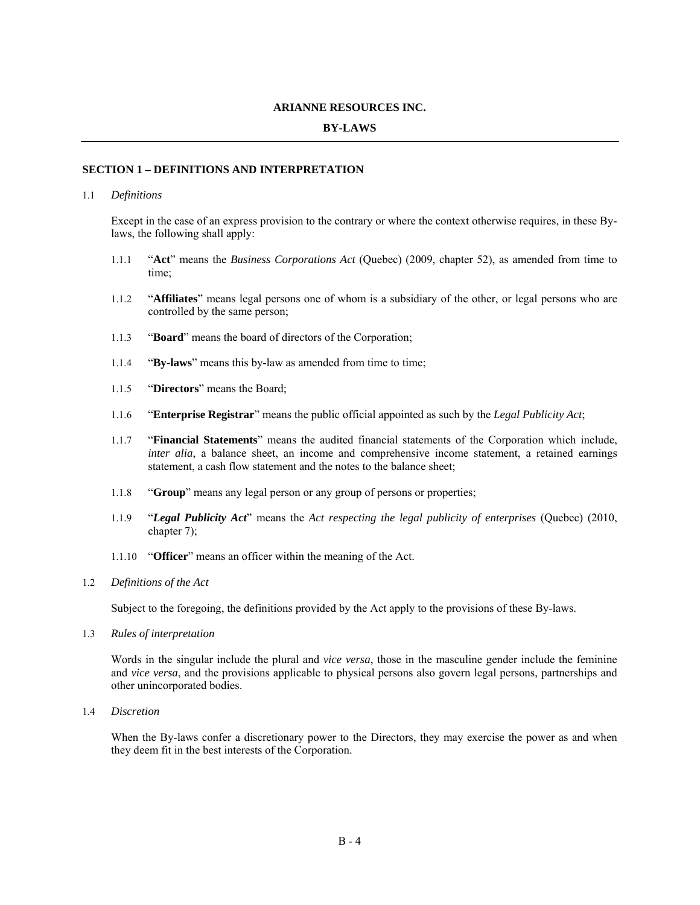**ARIANNE RESOURCES INC.**

**BY-LAWS**

---

## SECTION 1 – DEFINITIONS AND INTERPRETATION

1.1 *Definitions*

Except in the case of an express provision to the contrary or where the context otherwise requires, in these By-laws, the following shall apply:

1.1.1 "**Act**" means the *Business Corporations Act* (Quebec) (2009, chapter 52), as amended from time to time;

1.1.2 "**Affiliates**" means legal persons one of whom is a subsidiary of the other, or legal persons who are controlled by the same person;

1.1.3 "**Board**" means the board of directors of the Corporation;

1.1.4 "**By-laws**" means this by-law as amended from time to time;

1.1.5 "**Directors**" means the Board;

1.1.6 "**Enterprise Registrar**" means the public official appointed as such by the *Legal Publicity Act*;

1.1.7 "**Financial Statements**" means the audited financial statements of the Corporation which include, *inter alia*, a balance sheet, an income and comprehensive income statement, a retained earnings statement, a cash flow statement and the notes to the balance sheet;

1.1.8 "**Group**" means any legal person or any group of persons or properties;

1.1.9 "***Legal Publicity Act***" means the *Act respecting the legal publicity of enterprises* (Quebec) (2010, chapter 7);

1.1.10 "**Officer**" means an officer within the meaning of the Act.

1.2 *Definitions of the Act*

Subject to the foregoing, the definitions provided by the Act apply to the provisions of these By-laws.

1.3 *Rules of interpretation*

Words in the singular include the plural and *vice versa*, those in the masculine gender include the feminine and *vice versa*, and the provisions applicable to physical persons also govern legal persons, partnerships and other unincorporated bodies.

1.4 *Discretion*

When the By-laws confer a discretionary power to the Directors, they may exercise the power as and when they deem fit in the best interests of the Corporation.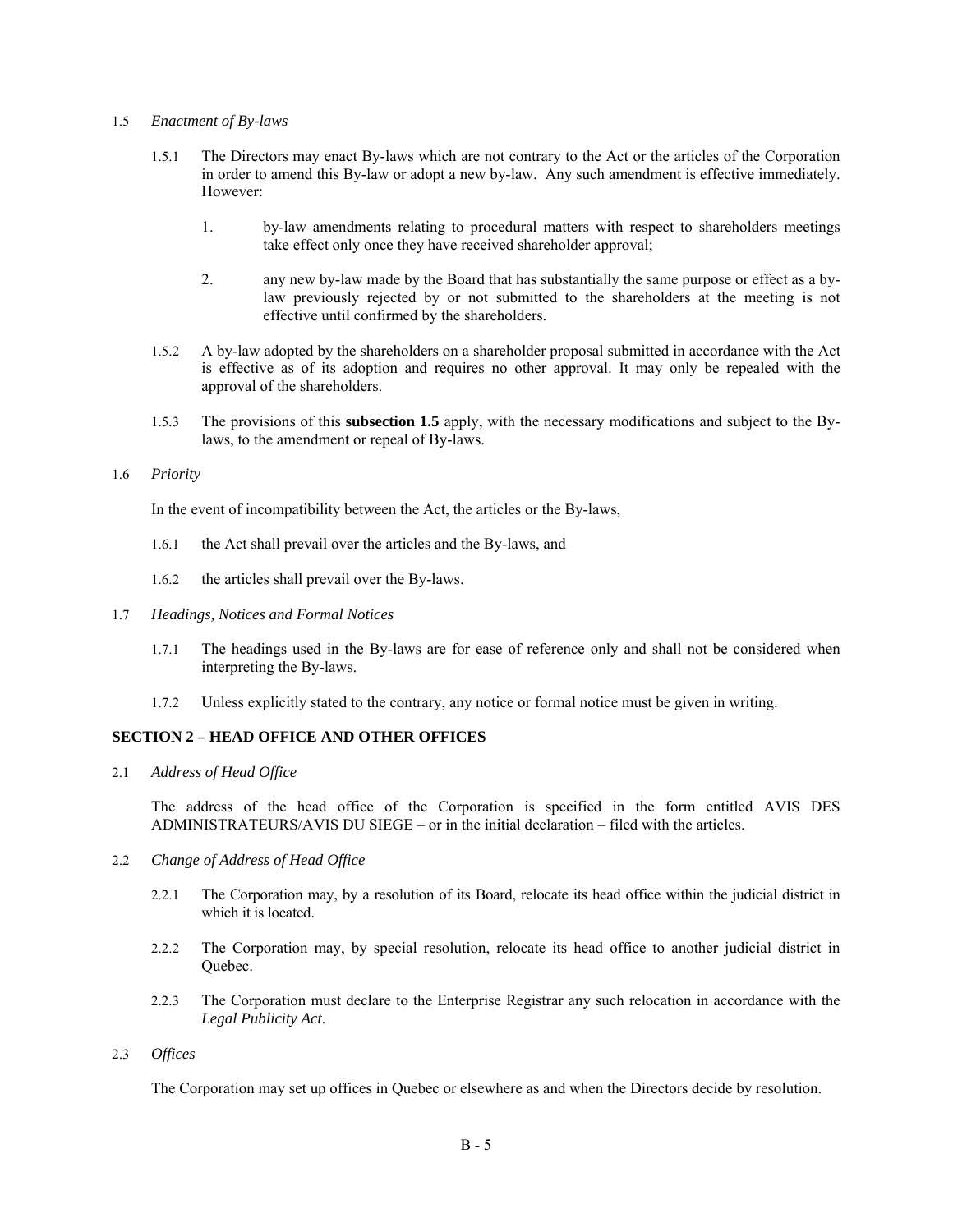1.5 *Enactment of By-laws*

1.5.1 The Directors may enact By-laws which are not contrary to the Act or the articles of the Corporation in order to amend this By-law or adopt a new by-law. Any such amendment is effective immediately. However:

1. by-law amendments relating to procedural matters with respect to shareholders meetings take effect only once they have received shareholder approval;

2. any new by-law made by the Board that has substantially the same purpose or effect as a by-law previously rejected by or not submitted to the shareholders at the meeting is not effective until confirmed by the shareholders.

1.5.2 A by-law adopted by the shareholders on a shareholder proposal submitted in accordance with the Act is effective as of its adoption and requires no other approval. It may only be repealed with the approval of the shareholders.

1.5.3 The provisions of this **subsection 1.5** apply, with the necessary modifications and subject to the By-laws, to the amendment or repeal of By-laws.

1.6 *Priority*

In the event of incompatibility between the Act, the articles or the By-laws,

1.6.1 the Act shall prevail over the articles and the By-laws, and

1.6.2 the articles shall prevail over the By-laws.

1.7 *Headings, Notices and Formal Notices*

1.7.1 The headings used in the By-laws are for ease of reference only and shall not be considered when interpreting the By-laws.

1.7.2 Unless explicitly stated to the contrary, any notice or formal notice must be given in writing.

**SECTION 2 – HEAD OFFICE AND OTHER OFFICES**

2.1 *Address of Head Office*

The address of the head office of the Corporation is specified in the form entitled AVIS DES ADMINISTRATEURS/AVIS DU SIEGE – or in the initial declaration – filed with the articles.

2.2 *Change of Address of Head Office*

2.2.1 The Corporation may, by a resolution of its Board, relocate its head office within the judicial district in which it is located.

2.2.2 The Corporation may, by special resolution, relocate its head office to another judicial district in Quebec.

2.2.3 The Corporation must declare to the Enterprise Registrar any such relocation in accordance with the *Legal Publicity Act*.

2.3 *Offices*

The Corporation may set up offices in Quebec or elsewhere as and when the Directors decide by resolution.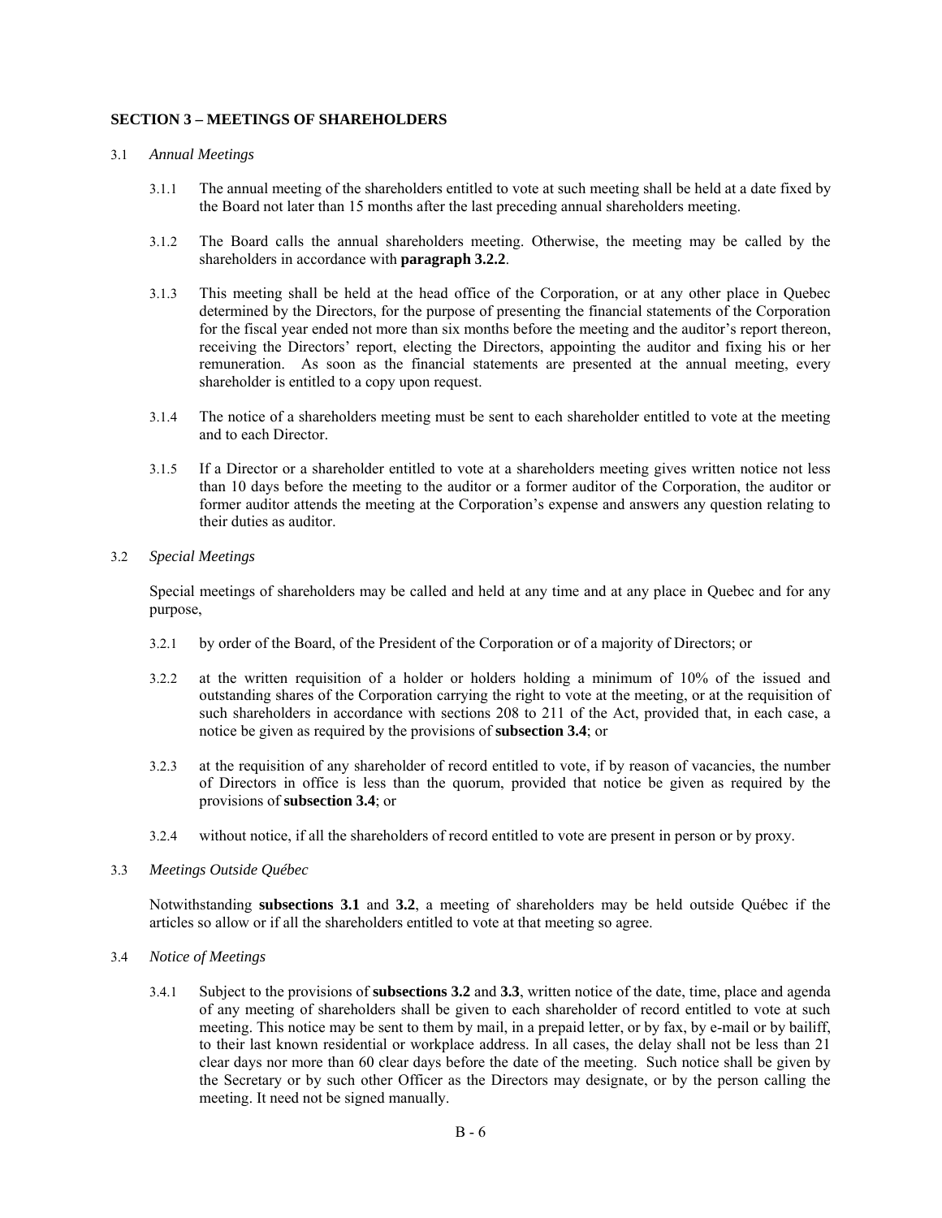## SECTION 3 – MEETINGS OF SHAREHOLDERS

3.1 *Annual Meetings*

3.1.1 The annual meeting of the shareholders entitled to vote at such meeting shall be held at a date fixed by the Board not later than 15 months after the last preceding annual shareholders meeting.

3.1.2 The Board calls the annual shareholders meeting. Otherwise, the meeting may be called by the shareholders in accordance with **paragraph 3.2.2**.

3.1.3 This meeting shall be held at the head office of the Corporation, or at any other place in Quebec determined by the Directors, for the purpose of presenting the financial statements of the Corporation for the fiscal year ended not more than six months before the meeting and the auditor's report thereon, receiving the Directors' report, electing the Directors, appointing the auditor and fixing his or her remuneration. As soon as the financial statements are presented at the annual meeting, every shareholder is entitled to a copy upon request.

3.1.4 The notice of a shareholders meeting must be sent to each shareholder entitled to vote at the meeting and to each Director.

3.1.5 If a Director or a shareholder entitled to vote at a shareholders meeting gives written notice not less than 10 days before the meeting to the auditor or a former auditor of the Corporation, the auditor or former auditor attends the meeting at the Corporation's expense and answers any question relating to their duties as auditor.

3.2 *Special Meetings*

Special meetings of shareholders may be called and held at any time and at any place in Quebec and for any purpose,

3.2.1 by order of the Board, of the President of the Corporation or of a majority of Directors; or

3.2.2 at the written requisition of a holder or holders holding a minimum of 10% of the issued and outstanding shares of the Corporation carrying the right to vote at the meeting, or at the requisition of such shareholders in accordance with sections 208 to 211 of the Act, provided that, in each case, a notice be given as required by the provisions of **subsection 3.4**; or

3.2.3 at the requisition of any shareholder of record entitled to vote, if by reason of vacancies, the number of Directors in office is less than the quorum, provided that notice be given as required by the provisions of **subsection 3.4**; or

3.2.4 without notice, if all the shareholders of record entitled to vote are present in person or by proxy.

3.3 *Meetings Outside Québec*

Notwithstanding **subsections 3.1** and **3.2**, a meeting of shareholders may be held outside Québec if the articles so allow or if all the shareholders entitled to vote at that meeting so agree.

3.4 *Notice of Meetings*

3.4.1 Subject to the provisions of **subsections 3.2** and **3.3**, written notice of the date, time, place and agenda of any meeting of shareholders shall be given to each shareholder of record entitled to vote at such meeting. This notice may be sent to them by mail, in a prepaid letter, or by fax, by e-mail or by bailiff, to their last known residential or workplace address. In all cases, the delay shall not be less than 21 clear days nor more than 60 clear days before the date of the meeting. Such notice shall be given by the Secretary or by such other Officer as the Directors may designate, or by the person calling the meeting. It need not be signed manually.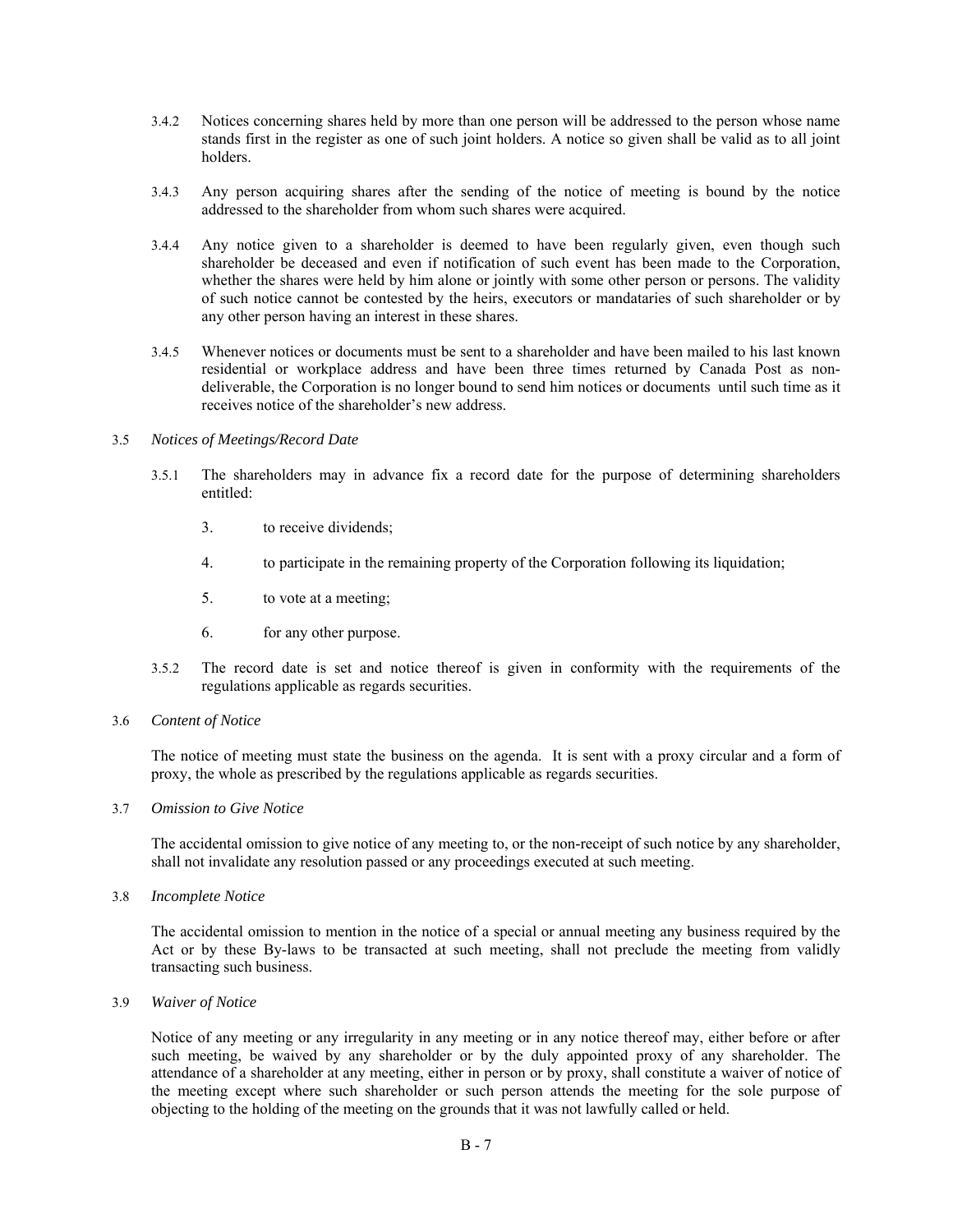3.4.2 Notices concerning shares held by more than one person will be addressed to the person whose name stands first in the register as one of such joint holders. A notice so given shall be valid as to all joint holders.

3.4.3 Any person acquiring shares after the sending of the notice of meeting is bound by the notice addressed to the shareholder from whom such shares were acquired.

3.4.4 Any notice given to a shareholder is deemed to have been regularly given, even though such shareholder be deceased and even if notification of such event has been made to the Corporation, whether the shares were held by him alone or jointly with some other person or persons. The validity of such notice cannot be contested by the heirs, executors or mandataries of such shareholder or by any other person having an interest in these shares.

3.4.5 Whenever notices or documents must be sent to a shareholder and have been mailed to his last known residential or workplace address and have been three times returned by Canada Post as non-deliverable, the Corporation is no longer bound to send him notices or documents until such time as it receives notice of the shareholder's new address.

3.5 *Notices of Meetings/Record Date*

3.5.1 The shareholders may in advance fix a record date for the purpose of determining shareholders entitled:

3. to receive dividends;

4. to participate in the remaining property of the Corporation following its liquidation;

5. to vote at a meeting;

6. for any other purpose.

3.5.2 The record date is set and notice thereof is given in conformity with the requirements of the regulations applicable as regards securities.

3.6 *Content of Notice*

The notice of meeting must state the business on the agenda. It is sent with a proxy circular and a form of proxy, the whole as prescribed by the regulations applicable as regards securities.

3.7 *Omission to Give Notice*

The accidental omission to give notice of any meeting to, or the non-receipt of such notice by any shareholder, shall not invalidate any resolution passed or any proceedings executed at such meeting.

3.8 *Incomplete Notice*

The accidental omission to mention in the notice of a special or annual meeting any business required by the Act or by these By-laws to be transacted at such meeting, shall not preclude the meeting from validly transacting such business.

3.9 *Waiver of Notice*

Notice of any meeting or any irregularity in any meeting or in any notice thereof may, either before or after such meeting, be waived by any shareholder or by the duly appointed proxy of any shareholder. The attendance of a shareholder at any meeting, either in person or by proxy, shall constitute a waiver of notice of the meeting except where such shareholder or such person attends the meeting for the sole purpose of objecting to the holding of the meeting on the grounds that it was not lawfully called or held.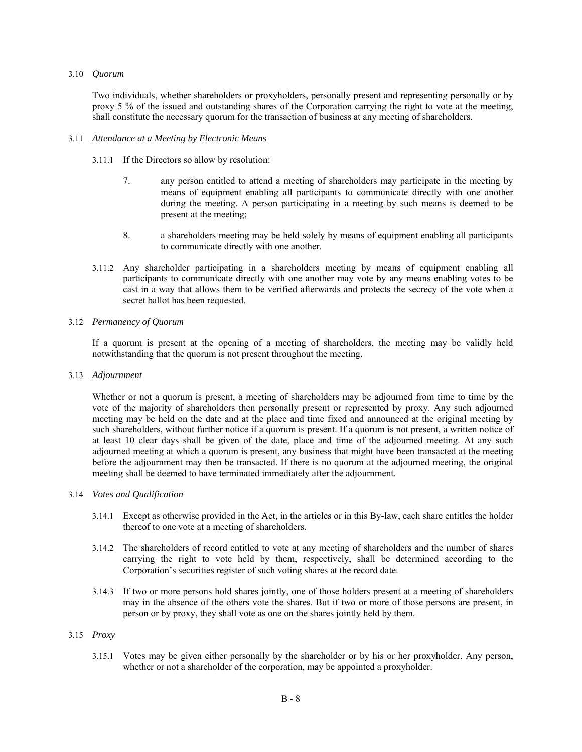3.10 *Quorum*

Two individuals, whether shareholders or proxyholders, personally present and representing personally or by proxy 5 % of the issued and outstanding shares of the Corporation carrying the right to vote at the meeting, shall constitute the necessary quorum for the transaction of business at any meeting of shareholders.

3.11 *Attendance at a Meeting by Electronic Means*

3.11.1 If the Directors so allow by resolution:

7. any person entitled to attend a meeting of shareholders may participate in the meeting by means of equipment enabling all participants to communicate directly with one another during the meeting. A person participating in a meeting by such means is deemed to be present at the meeting;

8. a shareholders meeting may be held solely by means of equipment enabling all participants to communicate directly with one another.

3.11.2 Any shareholder participating in a shareholders meeting by means of equipment enabling all participants to communicate directly with one another may vote by any means enabling votes to be cast in a way that allows them to be verified afterwards and protects the secrecy of the vote when a secret ballot has been requested.

3.12 *Permanency of Quorum*

If a quorum is present at the opening of a meeting of shareholders, the meeting may be validly held notwithstanding that the quorum is not present throughout the meeting.

3.13 *Adjournment*

Whether or not a quorum is present, a meeting of shareholders may be adjourned from time to time by the vote of the majority of shareholders then personally present or represented by proxy. Any such adjourned meeting may be held on the date and at the place and time fixed and announced at the original meeting by such shareholders, without further notice if a quorum is present. If a quorum is not present, a written notice of at least 10 clear days shall be given of the date, place and time of the adjourned meeting. At any such adjourned meeting at which a quorum is present, any business that might have been transacted at the meeting before the adjournment may then be transacted. If there is no quorum at the adjourned meeting, the original meeting shall be deemed to have terminated immediately after the adjournment.

3.14 *Votes and Qualification*

3.14.1 Except as otherwise provided in the Act, in the articles or in this By-law, each share entitles the holder thereof to one vote at a meeting of shareholders.

3.14.2 The shareholders of record entitled to vote at any meeting of shareholders and the number of shares carrying the right to vote held by them, respectively, shall be determined according to the Corporation's securities register of such voting shares at the record date.

3.14.3 If two or more persons hold shares jointly, one of those holders present at a meeting of shareholders may in the absence of the others vote the shares. But if two or more of those persons are present, in person or by proxy, they shall vote as one on the shares jointly held by them.

3.15 *Proxy*

3.15.1 Votes may be given either personally by the shareholder or by his or her proxyholder. Any person, whether or not a shareholder of the corporation, may be appointed a proxyholder.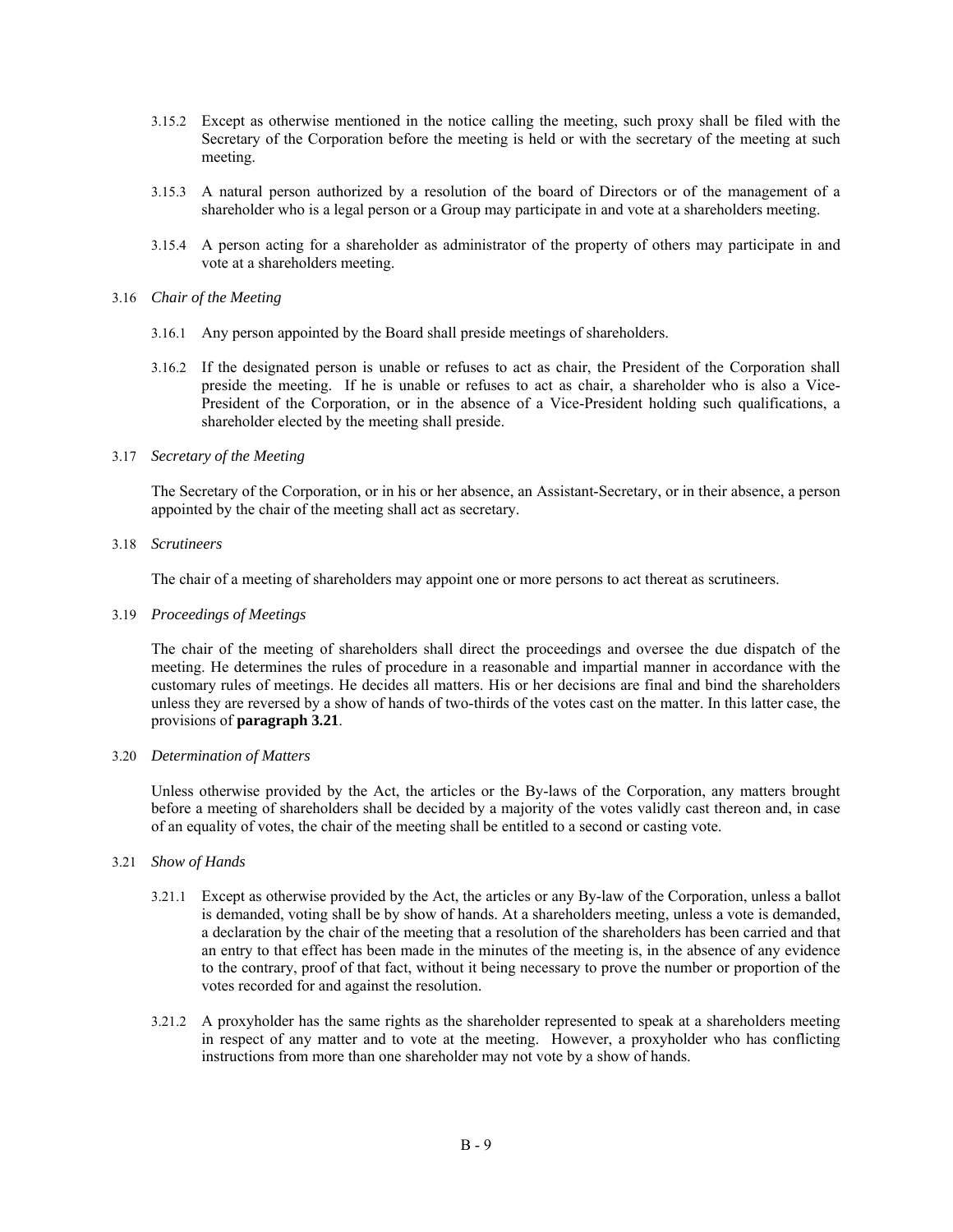3.15.2 Except as otherwise mentioned in the notice calling the meeting, such proxy shall be filed with the Secretary of the Corporation before the meeting is held or with the secretary of the meeting at such meeting.

3.15.3 A natural person authorized by a resolution of the board of Directors or of the management of a shareholder who is a legal person or a Group may participate in and vote at a shareholders meeting.

3.15.4 A person acting for a shareholder as administrator of the property of others may participate in and vote at a shareholders meeting.

3.16 *Chair of the Meeting*

3.16.1 Any person appointed by the Board shall preside meetings of shareholders.

3.16.2 If the designated person is unable or refuses to act as chair, the President of the Corporation shall preside the meeting. If he is unable or refuses to act as chair, a shareholder who is also a Vice-President of the Corporation, or in the absence of a Vice-President holding such qualifications, a shareholder elected by the meeting shall preside.

3.17 *Secretary of the Meeting*

The Secretary of the Corporation, or in his or her absence, an Assistant-Secretary, or in their absence, a person appointed by the chair of the meeting shall act as secretary.

3.18 *Scrutineers*

The chair of a meeting of shareholders may appoint one or more persons to act thereat as scrutineers.

3.19 *Proceedings of Meetings*

The chair of the meeting of shareholders shall direct the proceedings and oversee the due dispatch of the meeting. He determines the rules of procedure in a reasonable and impartial manner in accordance with the customary rules of meetings. He decides all matters. His or her decisions are final and bind the shareholders unless they are reversed by a show of hands of two-thirds of the votes cast on the matter. In this latter case, the provisions of **paragraph 3.21**.

3.20 *Determination of Matters*

Unless otherwise provided by the Act, the articles or the By-laws of the Corporation, any matters brought before a meeting of shareholders shall be decided by a majority of the votes validly cast thereon and, in case of an equality of votes, the chair of the meeting shall be entitled to a second or casting vote.

3.21 *Show of Hands*

3.21.1 Except as otherwise provided by the Act, the articles or any By-law of the Corporation, unless a ballot is demanded, voting shall be by show of hands. At a shareholders meeting, unless a vote is demanded, a declaration by the chair of the meeting that a resolution of the shareholders has been carried and that an entry to that effect has been made in the minutes of the meeting is, in the absence of any evidence to the contrary, proof of that fact, without it being necessary to prove the number or proportion of the votes recorded for and against the resolution.

3.21.2 A proxyholder has the same rights as the shareholder represented to speak at a shareholders meeting in respect of any matter and to vote at the meeting. However, a proxyholder who has conflicting instructions from more than one shareholder may not vote by a show of hands.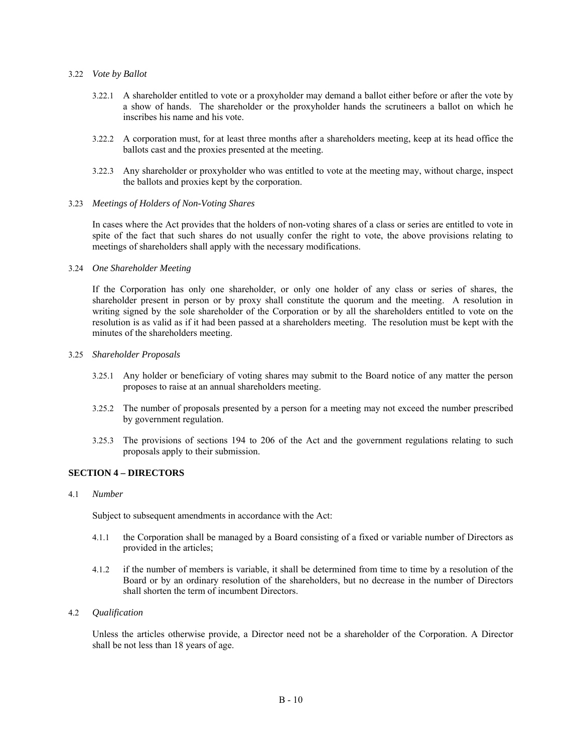3.22 *Vote by Ballot*

3.22.1 A shareholder entitled to vote or a proxyholder may demand a ballot either before or after the vote by a show of hands. The shareholder or the proxyholder hands the scrutineers a ballot on which he inscribes his name and his vote.

3.22.2 A corporation must, for at least three months after a shareholders meeting, keep at its head office the ballots cast and the proxies presented at the meeting.

3.22.3 Any shareholder or proxyholder who was entitled to vote at the meeting may, without charge, inspect the ballots and proxies kept by the corporation.

3.23 *Meetings of Holders of Non-Voting Shares*

In cases where the Act provides that the holders of non-voting shares of a class or series are entitled to vote in spite of the fact that such shares do not usually confer the right to vote, the above provisions relating to meetings of shareholders shall apply with the necessary modifications.

3.24 *One Shareholder Meeting*

If the Corporation has only one shareholder, or only one holder of any class or series of shares, the shareholder present in person or by proxy shall constitute the quorum and the meeting. A resolution in writing signed by the sole shareholder of the Corporation or by all the shareholders entitled to vote on the resolution is as valid as if it had been passed at a shareholders meeting. The resolution must be kept with the minutes of the shareholders meeting.

3.25 *Shareholder Proposals*

3.25.1 Any holder or beneficiary of voting shares may submit to the Board notice of any matter the person proposes to raise at an annual shareholders meeting.

3.25.2 The number of proposals presented by a person for a meeting may not exceed the number prescribed by government regulation.

3.25.3 The provisions of sections 194 to 206 of the Act and the government regulations relating to such proposals apply to their submission.

## SECTION 4 – DIRECTORS

4.1 *Number*

Subject to subsequent amendments in accordance with the Act:

4.1.1 the Corporation shall be managed by a Board consisting of a fixed or variable number of Directors as provided in the articles;

4.1.2 if the number of members is variable, it shall be determined from time to time by a resolution of the Board or by an ordinary resolution of the shareholders, but no decrease in the number of Directors shall shorten the term of incumbent Directors.

4.2 *Qualification*

Unless the articles otherwise provide, a Director need not be a shareholder of the Corporation. A Director shall be not less than 18 years of age.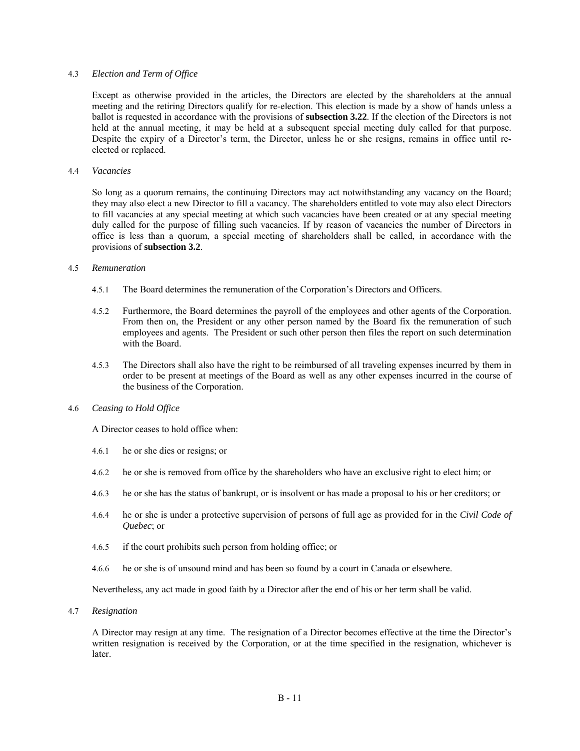4.3 *Election and Term of Office*

Except as otherwise provided in the articles, the Directors are elected by the shareholders at the annual meeting and the retiring Directors qualify for re-election. This election is made by a show of hands unless a ballot is requested in accordance with the provisions of **subsection 3.22**. If the election of the Directors is not held at the annual meeting, it may be held at a subsequent special meeting duly called for that purpose. Despite the expiry of a Director's term, the Director, unless he or she resigns, remains in office until re-elected or replaced.

4.4 *Vacancies*

So long as a quorum remains, the continuing Directors may act notwithstanding any vacancy on the Board; they may also elect a new Director to fill a vacancy. The shareholders entitled to vote may also elect Directors to fill vacancies at any special meeting at which such vacancies have been created or at any special meeting duly called for the purpose of filling such vacancies. If by reason of vacancies the number of Directors in office is less than a quorum, a special meeting of shareholders shall be called, in accordance with the provisions of **subsection 3.2**.

4.5 *Remuneration*

4.5.1 The Board determines the remuneration of the Corporation's Directors and Officers.

4.5.2 Furthermore, the Board determines the payroll of the employees and other agents of the Corporation. From then on, the President or any other person named by the Board fix the remuneration of such employees and agents. The President or such other person then files the report on such determination with the Board.

4.5.3 The Directors shall also have the right to be reimbursed of all traveling expenses incurred by them in order to be present at meetings of the Board as well as any other expenses incurred in the course of the business of the Corporation.

4.6 *Ceasing to Hold Office*

A Director ceases to hold office when:

4.6.1 he or she dies or resigns; or

4.6.2 he or she is removed from office by the shareholders who have an exclusive right to elect him; or

4.6.3 he or she has the status of bankrupt, or is insolvent or has made a proposal to his or her creditors; or

4.6.4 he or she is under a protective supervision of persons of full age as provided for in the *Civil Code of Quebec*; or

4.6.5 if the court prohibits such person from holding office; or

4.6.6 he or she is of unsound mind and has been so found by a court in Canada or elsewhere.

Nevertheless, any act made in good faith by a Director after the end of his or her term shall be valid.

4.7 *Resignation*

A Director may resign at any time. The resignation of a Director becomes effective at the time the Director's written resignation is received by the Corporation, or at the time specified in the resignation, whichever is later.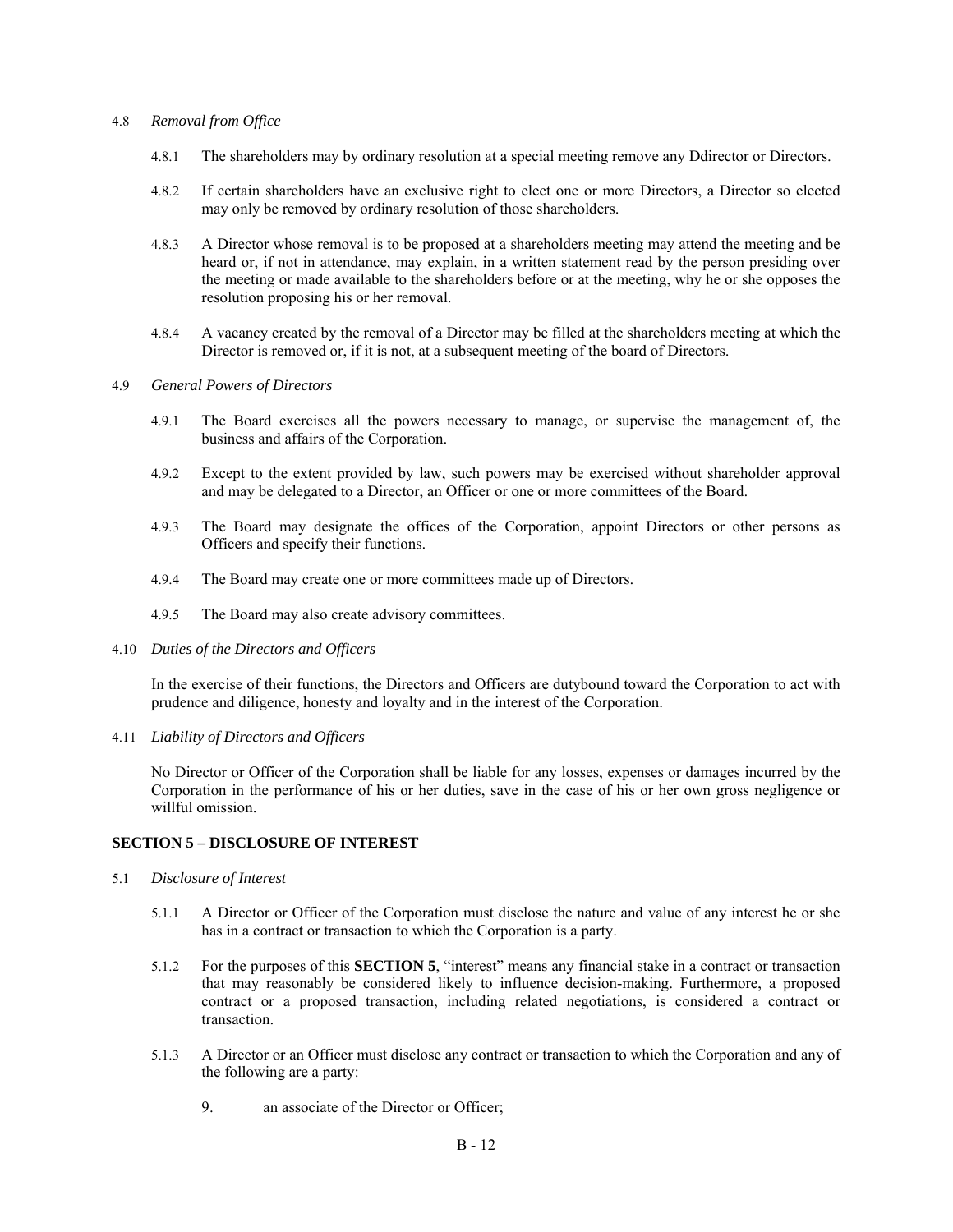4.8 *Removal from Office*

4.8.1 The shareholders may by ordinary resolution at a special meeting remove any Ddirector or Directors.

4.8.2 If certain shareholders have an exclusive right to elect one or more Directors, a Director so elected may only be removed by ordinary resolution of those shareholders.

4.8.3 A Director whose removal is to be proposed at a shareholders meeting may attend the meeting and be heard or, if not in attendance, may explain, in a written statement read by the person presiding over the meeting or made available to the shareholders before or at the meeting, why he or she opposes the resolution proposing his or her removal.

4.8.4 A vacancy created by the removal of a Director may be filled at the shareholders meeting at which the Director is removed or, if it is not, at a subsequent meeting of the board of Directors.

4.9 *General Powers of Directors*

4.9.1 The Board exercises all the powers necessary to manage, or supervise the management of, the business and affairs of the Corporation.

4.9.2 Except to the extent provided by law, such powers may be exercised without shareholder approval and may be delegated to a Director, an Officer or one or more committees of the Board.

4.9.3 The Board may designate the offices of the Corporation, appoint Directors or other persons as Officers and specify their functions.

4.9.4 The Board may create one or more committees made up of Directors.

4.9.5 The Board may also create advisory committees.

4.10 *Duties of the Directors and Officers*

In the exercise of their functions, the Directors and Officers are dutybound toward the Corporation to act with prudence and diligence, honesty and loyalty and in the interest of the Corporation.

4.11 *Liability of Directors and Officers*

No Director or Officer of the Corporation shall be liable for any losses, expenses or damages incurred by the Corporation in the performance of his or her duties, save in the case of his or her own gross negligence or willful omission.

## SECTION 5 – DISCLOSURE OF INTEREST

5.1 *Disclosure of Interest*

5.1.1 A Director or Officer of the Corporation must disclose the nature and value of any interest he or she has in a contract or transaction to which the Corporation is a party.

5.1.2 For the purposes of this **SECTION 5**, "interest" means any financial stake in a contract or transaction that may reasonably be considered likely to influence decision-making. Furthermore, a proposed contract or a proposed transaction, including related negotiations, is considered a contract or transaction.

5.1.3 A Director or an Officer must disclose any contract or transaction to which the Corporation and any of the following are a party:

9. an associate of the Director or Officer;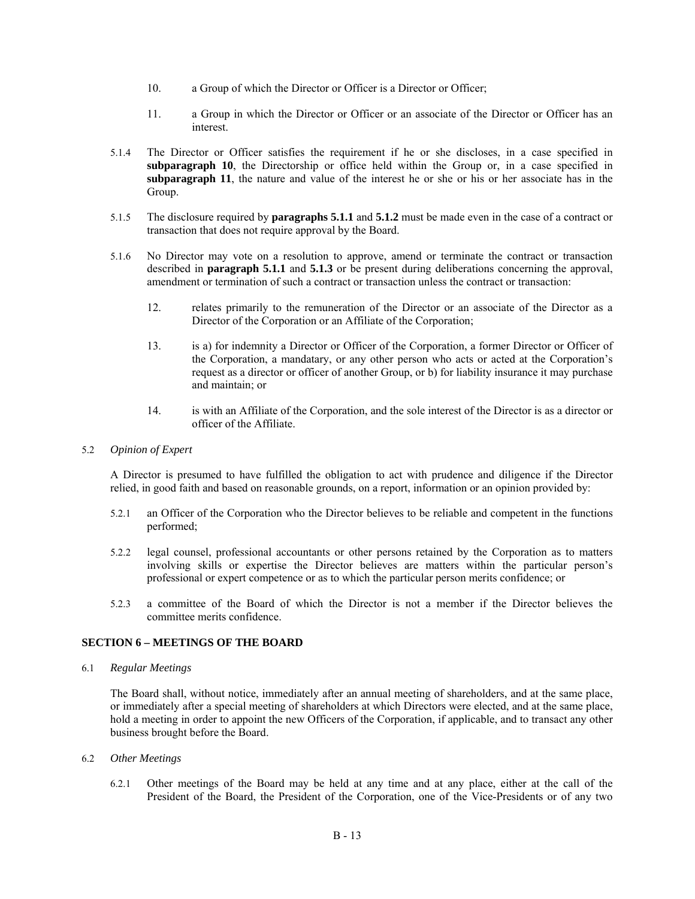10. a Group of which the Director or Officer is a Director or Officer;

11. a Group in which the Director or Officer or an associate of the Director or Officer has an interest.

5.1.4 The Director or Officer satisfies the requirement if he or she discloses, in a case specified in **subparagraph 10**, the Directorship or office held within the Group or, in a case specified in **subparagraph 11**, the nature and value of the interest he or she or his or her associate has in the Group.

5.1.5 The disclosure required by **paragraphs 5.1.1** and **5.1.2** must be made even in the case of a contract or transaction that does not require approval by the Board.

5.1.6 No Director may vote on a resolution to approve, amend or terminate the contract or transaction described in **paragraph 5.1.1** and **5.1.3** or be present during deliberations concerning the approval, amendment or termination of such a contract or transaction unless the contract or transaction:

12. relates primarily to the remuneration of the Director or an associate of the Director as a Director of the Corporation or an Affiliate of the Corporation;

13. is a) for indemnity a Director or Officer of the Corporation, a former Director or Officer of the Corporation, a mandatary, or any other person who acts or acted at the Corporation's request as a director or officer of another Group, or b) for liability insurance it may purchase and maintain; or

14. is with an Affiliate of the Corporation, and the sole interest of the Director is as a director or officer of the Affiliate.

5.2 *Opinion of Expert*

A Director is presumed to have fulfilled the obligation to act with prudence and diligence if the Director relied, in good faith and based on reasonable grounds, on a report, information or an opinion provided by:

5.2.1 an Officer of the Corporation who the Director believes to be reliable and competent in the functions performed;

5.2.2 legal counsel, professional accountants or other persons retained by the Corporation as to matters involving skills or expertise the Director believes are matters within the particular person's professional or expert competence or as to which the particular person merits confidence; or

5.2.3 a committee of the Board of which the Director is not a member if the Director believes the committee merits confidence.

## SECTION 6 – MEETINGS OF THE BOARD

6.1 *Regular Meetings*

The Board shall, without notice, immediately after an annual meeting of shareholders, and at the same place, or immediately after a special meeting of shareholders at which Directors were elected, and at the same place, hold a meeting in order to appoint the new Officers of the Corporation, if applicable, and to transact any other business brought before the Board.

6.2 *Other Meetings*

6.2.1 Other meetings of the Board may be held at any time and at any place, either at the call of the President of the Board, the President of the Corporation, one of the Vice-Presidents or of any two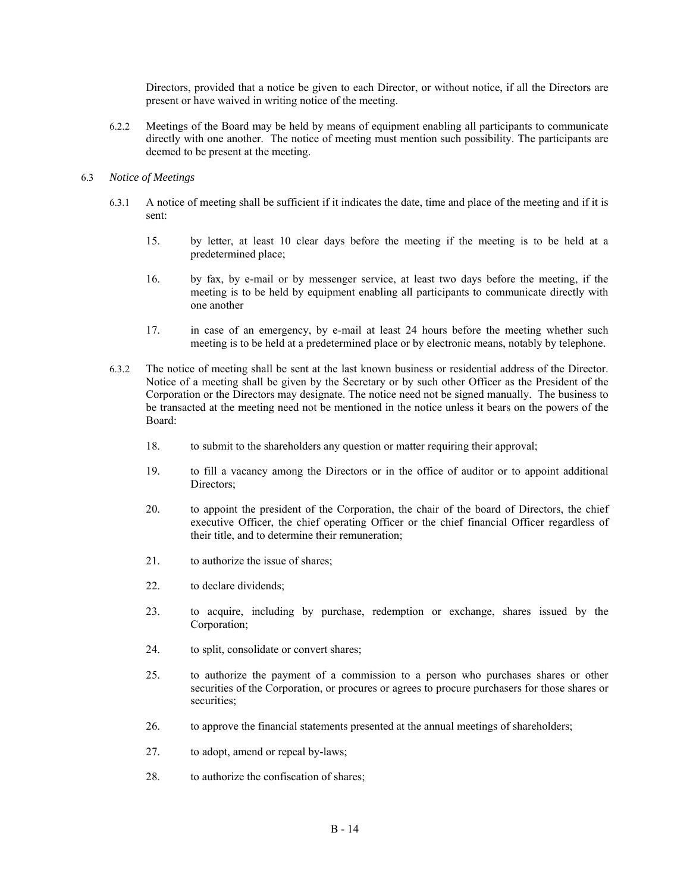Directors, provided that a notice be given to each Director, or without notice, if all the Directors are present or have waived in writing notice of the meeting.

6.2.2 Meetings of the Board may be held by means of equipment enabling all participants to communicate directly with one another. The notice of meeting must mention such possibility. The participants are deemed to be present at the meeting.

6.3 *Notice of Meetings*

6.3.1 A notice of meeting shall be sufficient if it indicates the date, time and place of the meeting and if it is sent:

15. by letter, at least 10 clear days before the meeting if the meeting is to be held at a predetermined place;

16. by fax, by e-mail or by messenger service, at least two days before the meeting, if the meeting is to be held by equipment enabling all participants to communicate directly with one another

17. in case of an emergency, by e-mail at least 24 hours before the meeting whether such meeting is to be held at a predetermined place or by electronic means, notably by telephone.

6.3.2 The notice of meeting shall be sent at the last known business or residential address of the Director. Notice of a meeting shall be given by the Secretary or by such other Officer as the President of the Corporation or the Directors may designate. The notice need not be signed manually. The business to be transacted at the meeting need not be mentioned in the notice unless it bears on the powers of the Board:

18. to submit to the shareholders any question or matter requiring their approval;

19. to fill a vacancy among the Directors or in the office of auditor or to appoint additional Directors;

20. to appoint the president of the Corporation, the chair of the board of Directors, the chief executive Officer, the chief operating Officer or the chief financial Officer regardless of their title, and to determine their remuneration;

21. to authorize the issue of shares;

22. to declare dividends;

23. to acquire, including by purchase, redemption or exchange, shares issued by the Corporation;

24. to split, consolidate or convert shares;

25. to authorize the payment of a commission to a person who purchases shares or other securities of the Corporation, or procures or agrees to procure purchasers for those shares or securities;

26. to approve the financial statements presented at the annual meetings of shareholders;

27. to adopt, amend or repeal by-laws;

28. to authorize the confiscation of shares;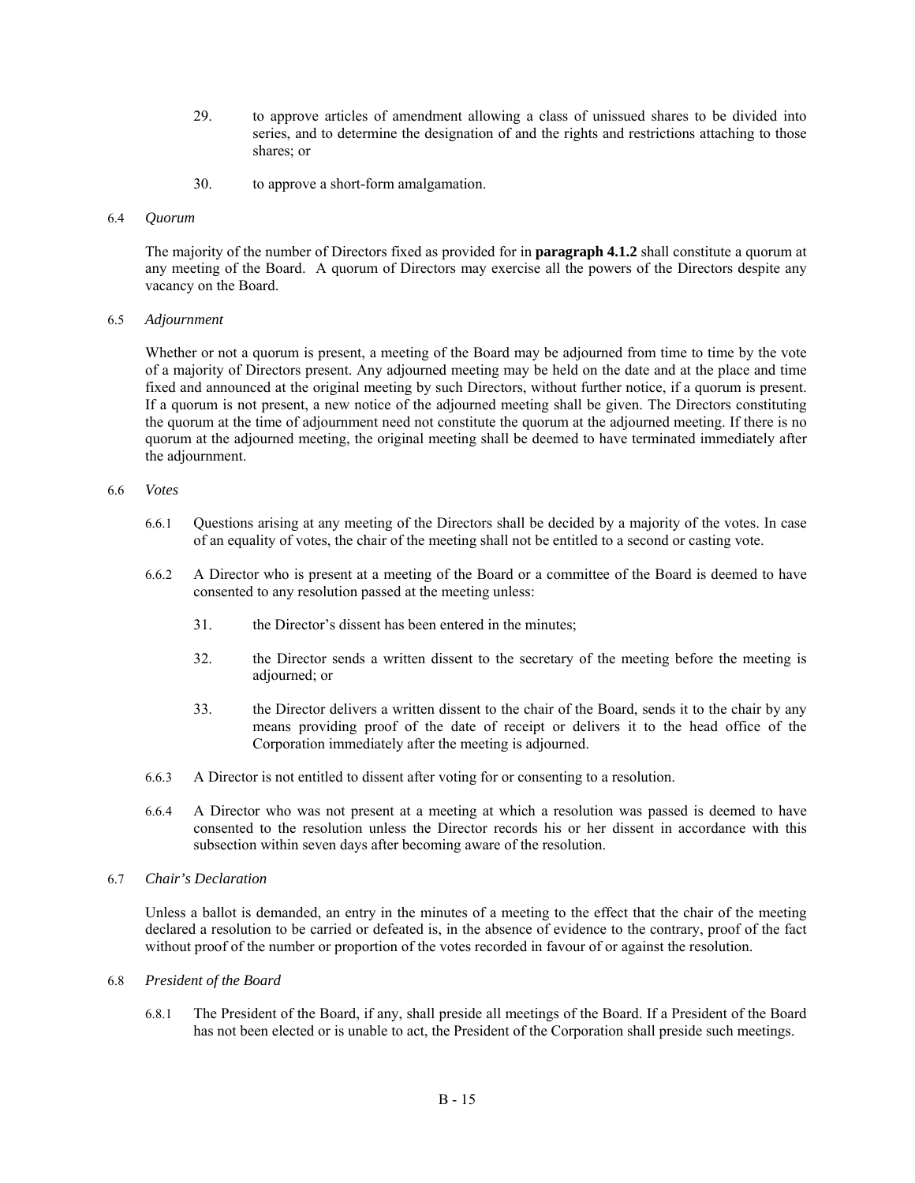29. to approve articles of amendment allowing a class of unissued shares to be divided into series, and to determine the designation of and the rights and restrictions attaching to those shares; or

30. to approve a short-form amalgamation.

6.4 *Quorum*

The majority of the number of Directors fixed as provided for in **paragraph 4.1.2** shall constitute a quorum at any meeting of the Board. A quorum of Directors may exercise all the powers of the Directors despite any vacancy on the Board.

6.5 *Adjournment*

Whether or not a quorum is present, a meeting of the Board may be adjourned from time to time by the vote of a majority of Directors present. Any adjourned meeting may be held on the date and at the place and time fixed and announced at the original meeting by such Directors, without further notice, if a quorum is present. If a quorum is not present, a new notice of the adjourned meeting shall be given. The Directors constituting the quorum at the time of adjournment need not constitute the quorum at the adjourned meeting. If there is no quorum at the adjourned meeting, the original meeting shall be deemed to have terminated immediately after the adjournment.

6.6 *Votes*

6.6.1 Questions arising at any meeting of the Directors shall be decided by a majority of the votes. In case of an equality of votes, the chair of the meeting shall not be entitled to a second or casting vote.

6.6.2 A Director who is present at a meeting of the Board or a committee of the Board is deemed to have consented to any resolution passed at the meeting unless:

31. the Director's dissent has been entered in the minutes;

32. the Director sends a written dissent to the secretary of the meeting before the meeting is adjourned; or

33. the Director delivers a written dissent to the chair of the Board, sends it to the chair by any means providing proof of the date of receipt or delivers it to the head office of the Corporation immediately after the meeting is adjourned.

6.6.3 A Director is not entitled to dissent after voting for or consenting to a resolution.

6.6.4 A Director who was not present at a meeting at which a resolution was passed is deemed to have consented to the resolution unless the Director records his or her dissent in accordance with this subsection within seven days after becoming aware of the resolution.

6.7 *Chair's Declaration*

Unless a ballot is demanded, an entry in the minutes of a meeting to the effect that the chair of the meeting declared a resolution to be carried or defeated is, in the absence of evidence to the contrary, proof of the fact without proof of the number or proportion of the votes recorded in favour of or against the resolution.

6.8 *President of the Board*

6.8.1 The President of the Board, if any, shall preside all meetings of the Board. If a President of the Board has not been elected or is unable to act, the President of the Corporation shall preside such meetings.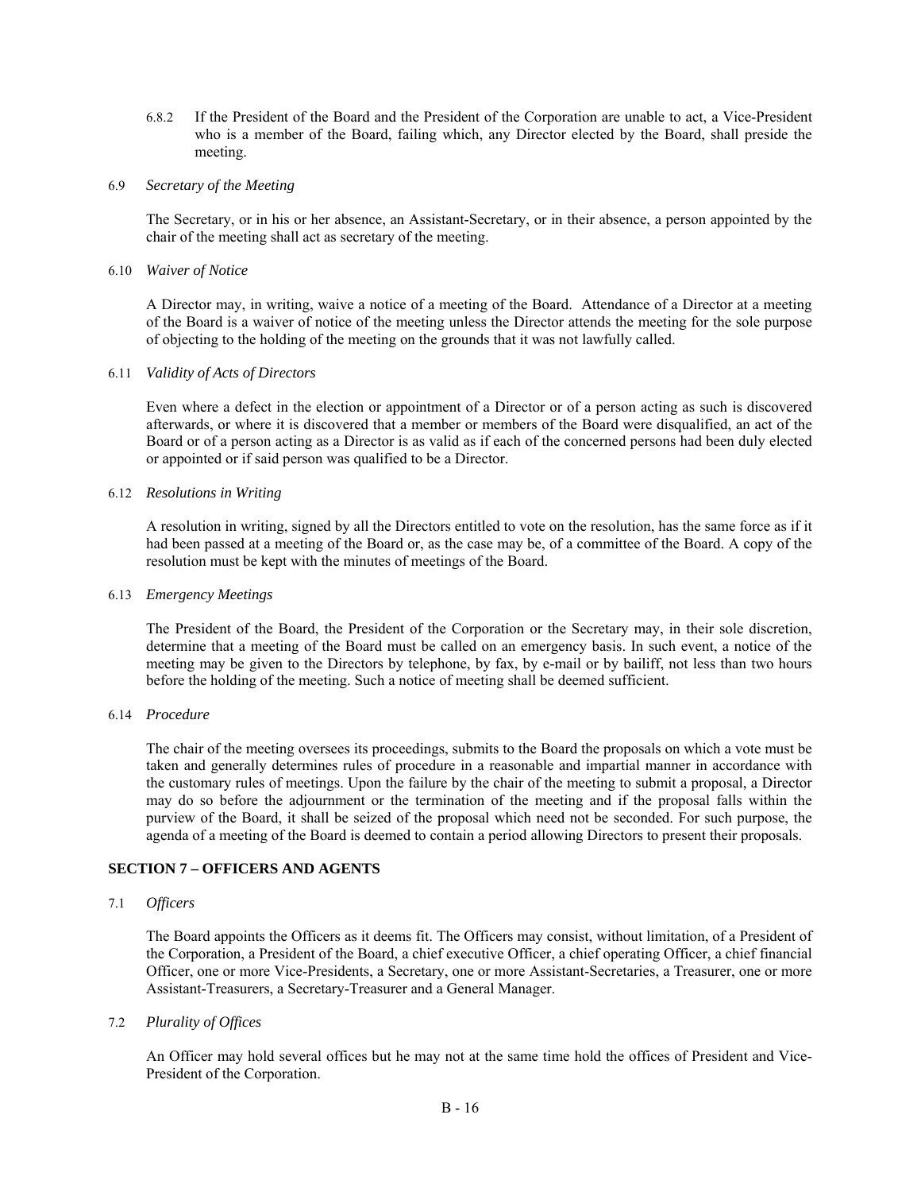6.8.2 If the President of the Board and the President of the Corporation are unable to act, a Vice-President who is a member of the Board, failing which, any Director elected by the Board, shall preside the meeting.

6.9 *Secretary of the Meeting*

The Secretary, or in his or her absence, an Assistant-Secretary, or in their absence, a person appointed by the chair of the meeting shall act as secretary of the meeting.

6.10 *Waiver of Notice*

A Director may, in writing, waive a notice of a meeting of the Board. Attendance of a Director at a meeting of the Board is a waiver of notice of the meeting unless the Director attends the meeting for the sole purpose of objecting to the holding of the meeting on the grounds that it was not lawfully called.

6.11 *Validity of Acts of Directors*

Even where a defect in the election or appointment of a Director or of a person acting as such is discovered afterwards, or where it is discovered that a member or members of the Board were disqualified, an act of the Board or of a person acting as a Director is as valid as if each of the concerned persons had been duly elected or appointed or if said person was qualified to be a Director.

6.12 *Resolutions in Writing*

A resolution in writing, signed by all the Directors entitled to vote on the resolution, has the same force as if it had been passed at a meeting of the Board or, as the case may be, of a committee of the Board. A copy of the resolution must be kept with the minutes of meetings of the Board.

6.13 *Emergency Meetings*

The President of the Board, the President of the Corporation or the Secretary may, in their sole discretion, determine that a meeting of the Board must be called on an emergency basis. In such event, a notice of the meeting may be given to the Directors by telephone, by fax, by e-mail or by bailiff, not less than two hours before the holding of the meeting. Such a notice of meeting shall be deemed sufficient.

6.14 *Procedure*

The chair of the meeting oversees its proceedings, submits to the Board the proposals on which a vote must be taken and generally determines rules of procedure in a reasonable and impartial manner in accordance with the customary rules of meetings. Upon the failure by the chair of the meeting to submit a proposal, a Director may do so before the adjournment or the termination of the meeting and if the proposal falls within the purview of the Board, it shall be seized of the proposal which need not be seconded. For such purpose, the agenda of a meeting of the Board is deemed to contain a period allowing Directors to present their proposals.

**SECTION 7 – OFFICERS AND AGENTS**

7.1 *Officers*

The Board appoints the Officers as it deems fit. The Officers may consist, without limitation, of a President of the Corporation, a President of the Board, a chief executive Officer, a chief operating Officer, a chief financial Officer, one or more Vice-Presidents, a Secretary, one or more Assistant-Secretaries, a Treasurer, one or more Assistant-Treasurers, a Secretary-Treasurer and a General Manager.

7.2 *Plurality of Offices*

An Officer may hold several offices but he may not at the same time hold the offices of President and Vice-President of the Corporation.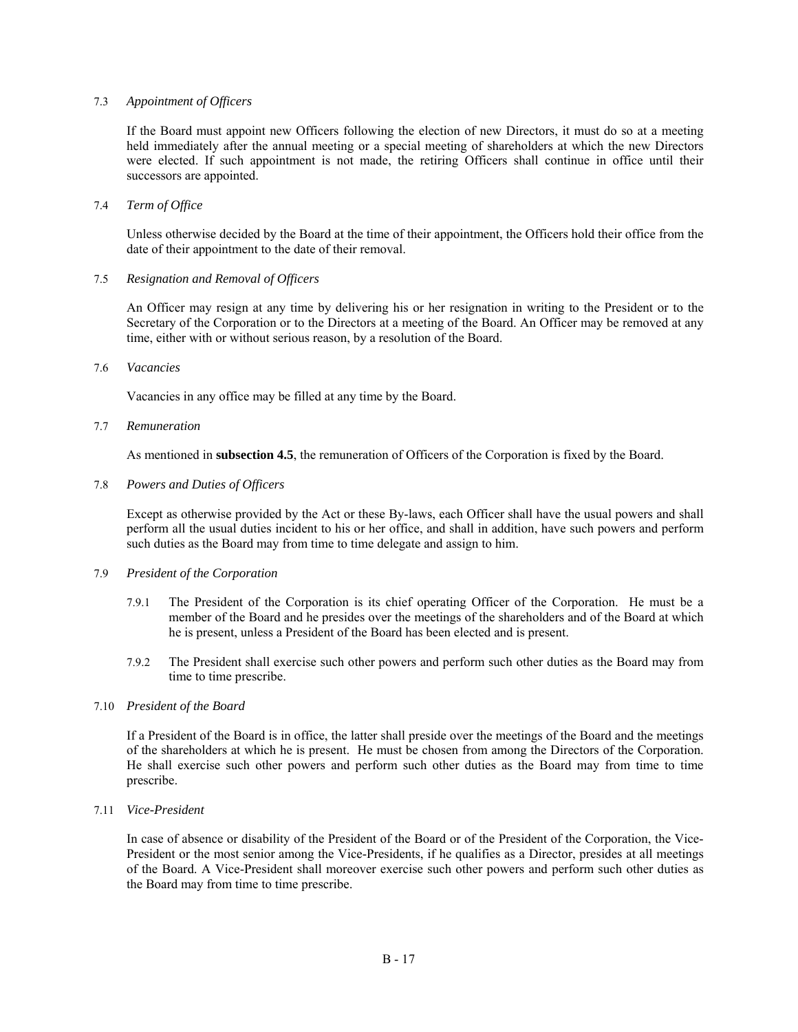7.3 *Appointment of Officers*

If the Board must appoint new Officers following the election of new Directors, it must do so at a meeting held immediately after the annual meeting or a special meeting of shareholders at which the new Directors were elected. If such appointment is not made, the retiring Officers shall continue in office until their successors are appointed.

7.4 *Term of Office*

Unless otherwise decided by the Board at the time of their appointment, the Officers hold their office from the date of their appointment to the date of their removal.

7.5 *Resignation and Removal of Officers*

An Officer may resign at any time by delivering his or her resignation in writing to the President or to the Secretary of the Corporation or to the Directors at a meeting of the Board. An Officer may be removed at any time, either with or without serious reason, by a resolution of the Board.

7.6 *Vacancies*

Vacancies in any office may be filled at any time by the Board.

7.7 *Remuneration*

As mentioned in **subsection 4.5**, the remuneration of Officers of the Corporation is fixed by the Board.

7.8 *Powers and Duties of Officers*

Except as otherwise provided by the Act or these By-laws, each Officer shall have the usual powers and shall perform all the usual duties incident to his or her office, and shall in addition, have such powers and perform such duties as the Board may from time to time delegate and assign to him.

7.9 *President of the Corporation*

7.9.1 The President of the Corporation is its chief operating Officer of the Corporation. He must be a member of the Board and he presides over the meetings of the shareholders and of the Board at which he is present, unless a President of the Board has been elected and is present.

7.9.2 The President shall exercise such other powers and perform such other duties as the Board may from time to time prescribe.

7.10 *President of the Board*

If a President of the Board is in office, the latter shall preside over the meetings of the Board and the meetings of the shareholders at which he is present. He must be chosen from among the Directors of the Corporation. He shall exercise such other powers and perform such other duties as the Board may from time to time prescribe.

7.11 *Vice-President*

In case of absence or disability of the President of the Board or of the President of the Corporation, the Vice-President or the most senior among the Vice-Presidents, if he qualifies as a Director, presides at all meetings of the Board. A Vice-President shall moreover exercise such other powers and perform such other duties as the Board may from time to time prescribe.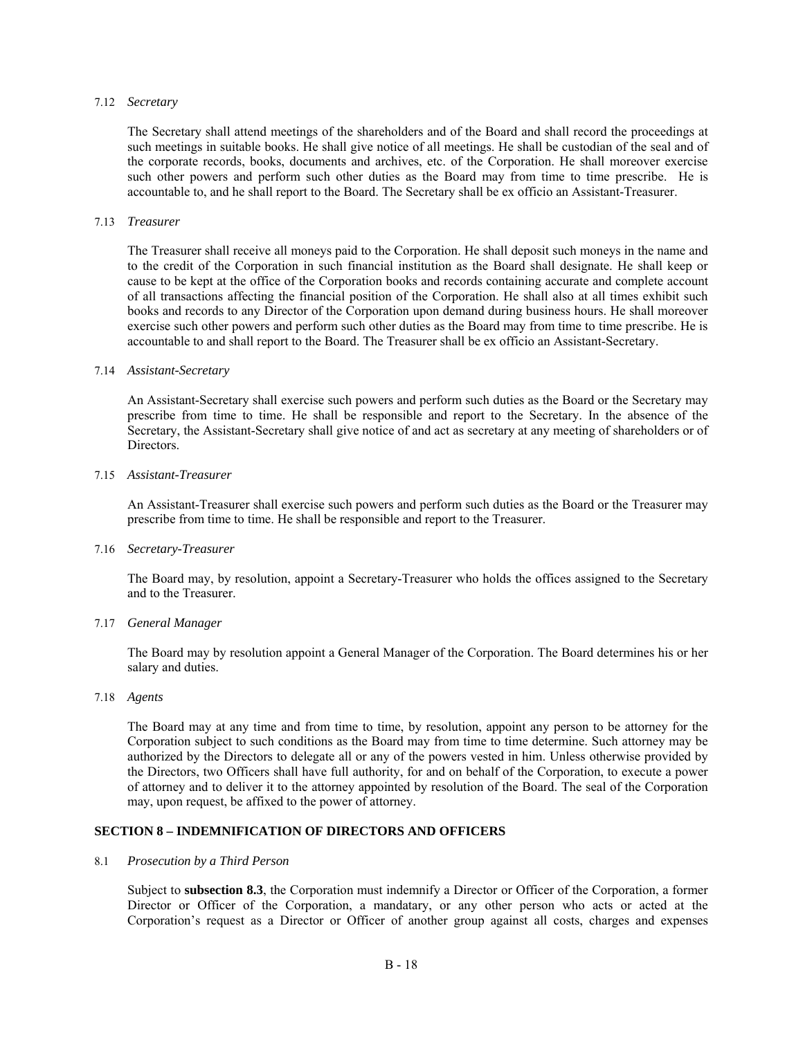7.12 *Secretary*

The Secretary shall attend meetings of the shareholders and of the Board and shall record the proceedings at such meetings in suitable books. He shall give notice of all meetings. He shall be custodian of the seal and of the corporate records, books, documents and archives, etc. of the Corporation. He shall moreover exercise such other powers and perform such other duties as the Board may from time to time prescribe. He is accountable to, and he shall report to the Board. The Secretary shall be ex officio an Assistant-Treasurer.

7.13 *Treasurer*

The Treasurer shall receive all moneys paid to the Corporation. He shall deposit such moneys in the name and to the credit of the Corporation in such financial institution as the Board shall designate. He shall keep or cause to be kept at the office of the Corporation books and records containing accurate and complete account of all transactions affecting the financial position of the Corporation. He shall also at all times exhibit such books and records to any Director of the Corporation upon demand during business hours. He shall moreover exercise such other powers and perform such other duties as the Board may from time to time prescribe. He is accountable to and shall report to the Board. The Treasurer shall be ex officio an Assistant-Secretary.

7.14 *Assistant-Secretary*

An Assistant-Secretary shall exercise such powers and perform such duties as the Board or the Secretary may prescribe from time to time. He shall be responsible and report to the Secretary. In the absence of the Secretary, the Assistant-Secretary shall give notice of and act as secretary at any meeting of shareholders or of Directors.

7.15 *Assistant-Treasurer*

An Assistant-Treasurer shall exercise such powers and perform such duties as the Board or the Treasurer may prescribe from time to time. He shall be responsible and report to the Treasurer.

7.16 *Secretary-Treasurer*

The Board may, by resolution, appoint a Secretary-Treasurer who holds the offices assigned to the Secretary and to the Treasurer.

7.17 *General Manager*

The Board may by resolution appoint a General Manager of the Corporation. The Board determines his or her salary and duties.

7.18 *Agents*

The Board may at any time and from time to time, by resolution, appoint any person to be attorney for the Corporation subject to such conditions as the Board may from time to time determine. Such attorney may be authorized by the Directors to delegate all or any of the powers vested in him. Unless otherwise provided by the Directors, two Officers shall have full authority, for and on behalf of the Corporation, to execute a power of attorney and to deliver it to the attorney appointed by resolution of the Board. The seal of the Corporation may, upon request, be affixed to the power of attorney.

## SECTION 8 – INDEMNIFICATION OF DIRECTORS AND OFFICERS

8.1 *Prosecution by a Third Person*

Subject to **subsection 8.3**, the Corporation must indemnify a Director or Officer of the Corporation, a former Director or Officer of the Corporation, a mandatary, or any other person who acts or acted at the Corporation's request as a Director or Officer of another group against all costs, charges and expenses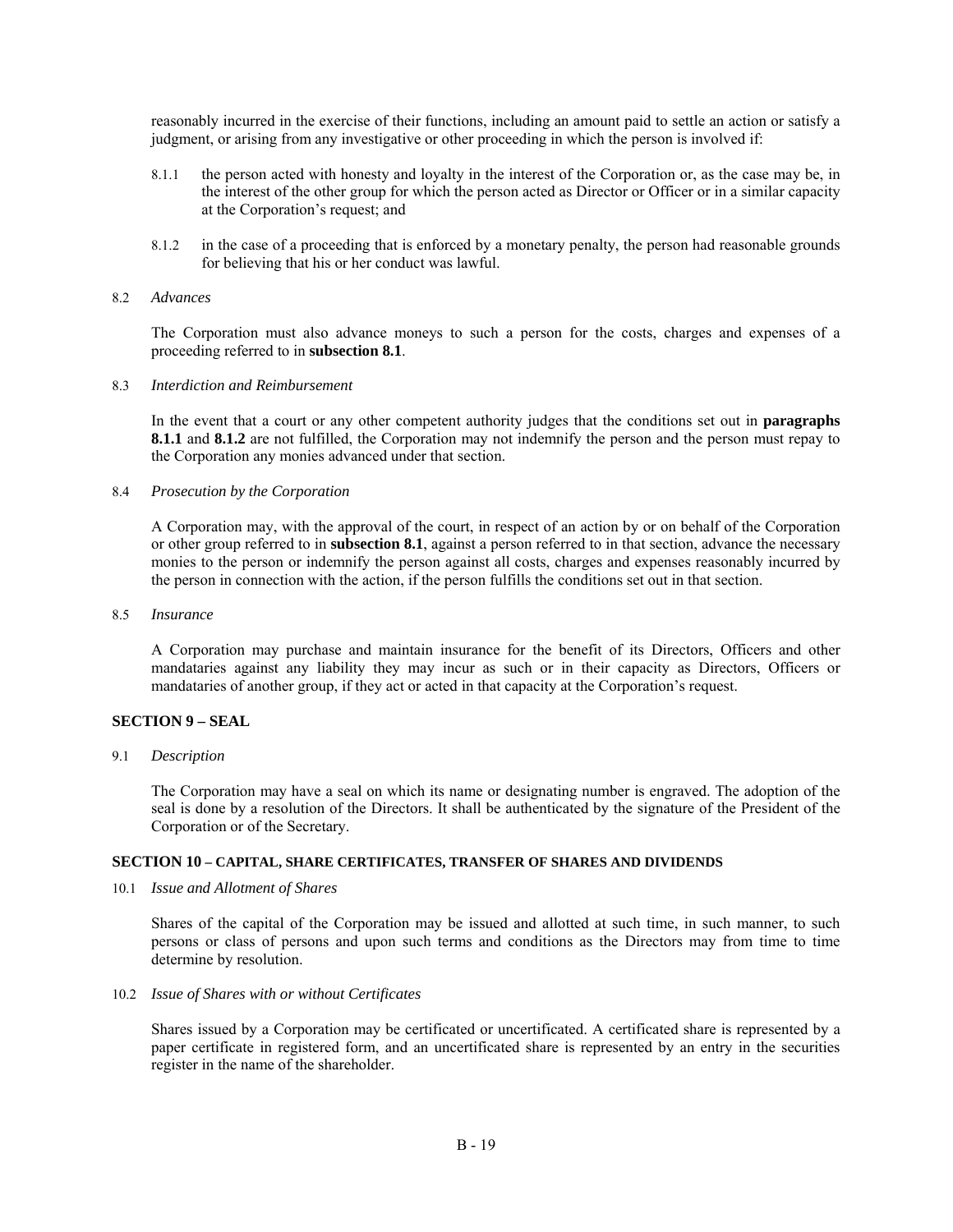reasonably incurred in the exercise of their functions, including an amount paid to settle an action or satisfy a judgment, or arising from any investigative or other proceeding in which the person is involved if:

8.1.1 the person acted with honesty and loyalty in the interest of the Corporation or, as the case may be, in the interest of the other group for which the person acted as Director or Officer or in a similar capacity at the Corporation's request; and

8.1.2 in the case of a proceeding that is enforced by a monetary penalty, the person had reasonable grounds for believing that his or her conduct was lawful.

8.2 *Advances*

The Corporation must also advance moneys to such a person for the costs, charges and expenses of a proceeding referred to in **subsection 8.1**.

8.3 *Interdiction and Reimbursement*

In the event that a court or any other competent authority judges that the conditions set out in **paragraphs 8.1.1** and **8.1.2** are not fulfilled, the Corporation may not indemnify the person and the person must repay to the Corporation any monies advanced under that section.

8.4 *Prosecution by the Corporation*

A Corporation may, with the approval of the court, in respect of an action by or on behalf of the Corporation or other group referred to in **subsection 8.1**, against a person referred to in that section, advance the necessary monies to the person or indemnify the person against all costs, charges and expenses reasonably incurred by the person in connection with the action, if the person fulfills the conditions set out in that section.

8.5 *Insurance*

A Corporation may purchase and maintain insurance for the benefit of its Directors, Officers and other mandataries against any liability they may incur as such or in their capacity as Directors, Officers or mandataries of another group, if they act or acted in that capacity at the Corporation's request.

## SECTION 9 – SEAL

9.1 *Description*

The Corporation may have a seal on which its name or designating number is engraved. The adoption of the seal is done by a resolution of the Directors. It shall be authenticated by the signature of the President of the Corporation or of the Secretary.

## SECTION 10 – CAPITAL, SHARE CERTIFICATES, TRANSFER OF SHARES AND DIVIDENDS

10.1 *Issue and Allotment of Shares*

Shares of the capital of the Corporation may be issued and allotted at such time, in such manner, to such persons or class of persons and upon such terms and conditions as the Directors may from time to time determine by resolution.

10.2 *Issue of Shares with or without Certificates*

Shares issued by a Corporation may be certificated or uncertificated. A certificated share is represented by a paper certificate in registered form, and an uncertificated share is represented by an entry in the securities register in the name of the shareholder.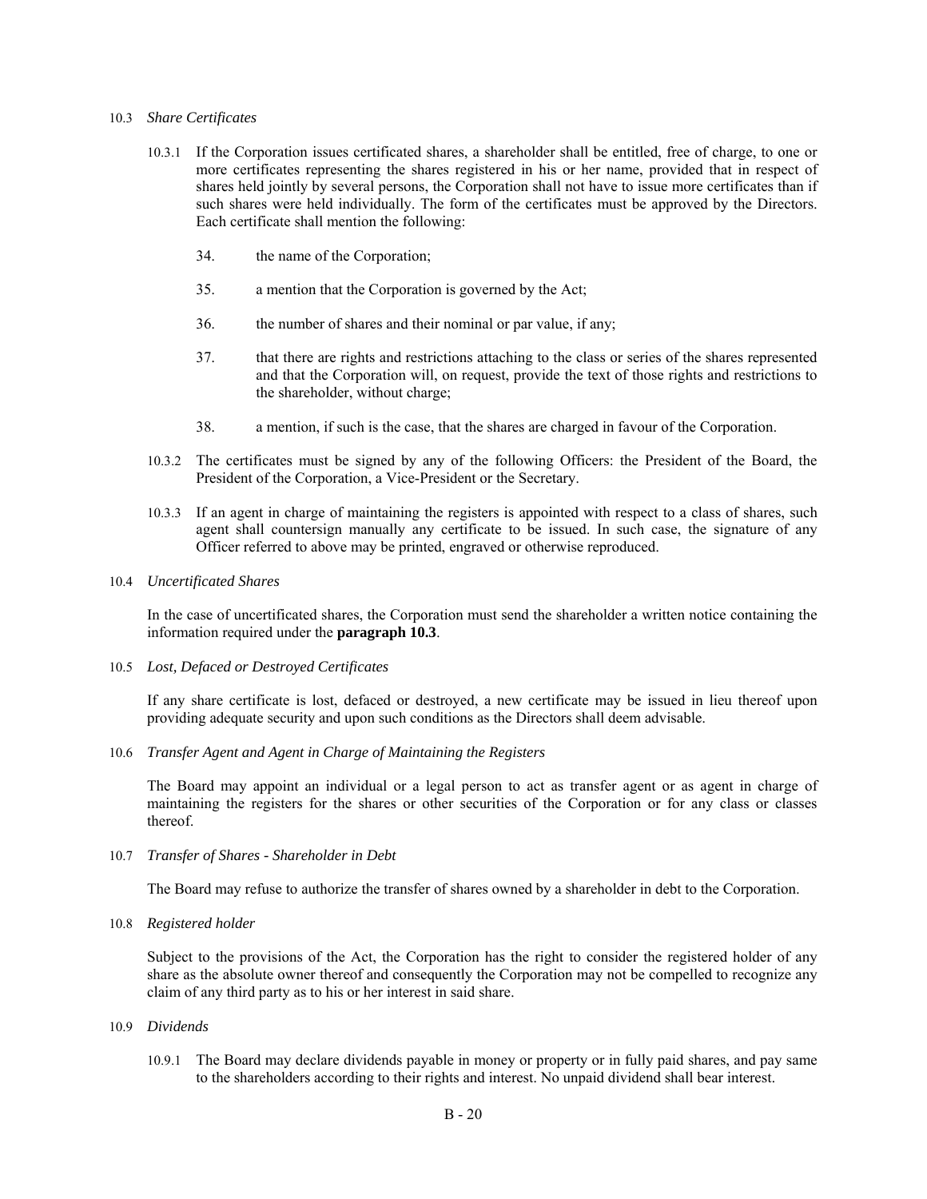10.3 *Share Certificates*

10.3.1 If the Corporation issues certificated shares, a shareholder shall be entitled, free of charge, to one or more certificates representing the shares registered in his or her name, provided that in respect of shares held jointly by several persons, the Corporation shall not have to issue more certificates than if such shares were held individually. The form of the certificates must be approved by the Directors. Each certificate shall mention the following:

34. the name of the Corporation;
35. a mention that the Corporation is governed by the Act;
36. the number of shares and their nominal or par value, if any;
37. that there are rights and restrictions attaching to the class or series of the shares represented and that the Corporation will, on request, provide the text of those rights and restrictions to the shareholder, without charge;
38. a mention, if such is the case, that the shares are charged in favour of the Corporation.

10.3.2 The certificates must be signed by any of the following Officers: the President of the Board, the President of the Corporation, a Vice-President or the Secretary.

10.3.3 If an agent in charge of maintaining the registers is appointed with respect to a class of shares, such agent shall countersign manually any certificate to be issued. In such case, the signature of any Officer referred to above may be printed, engraved or otherwise reproduced.

10.4 *Uncertificated Shares*

In the case of uncertificated shares, the Corporation must send the shareholder a written notice containing the information required under the **paragraph 10.3**.

10.5 *Lost, Defaced or Destroyed Certificates*

If any share certificate is lost, defaced or destroyed, a new certificate may be issued in lieu thereof upon providing adequate security and upon such conditions as the Directors shall deem advisable.

10.6 *Transfer Agent and Agent in Charge of Maintaining the Registers*

The Board may appoint an individual or a legal person to act as transfer agent or as agent in charge of maintaining the registers for the shares or other securities of the Corporation or for any class or classes thereof.

10.7 *Transfer of Shares - Shareholder in Debt*

The Board may refuse to authorize the transfer of shares owned by a shareholder in debt to the Corporation.

10.8 *Registered holder*

Subject to the provisions of the Act, the Corporation has the right to consider the registered holder of any share as the absolute owner thereof and consequently the Corporation may not be compelled to recognize any claim of any third party as to his or her interest in said share.

10.9 *Dividends*

10.9.1 The Board may declare dividends payable in money or property or in fully paid shares, and pay same to the shareholders according to their rights and interest. No unpaid dividend shall bear interest.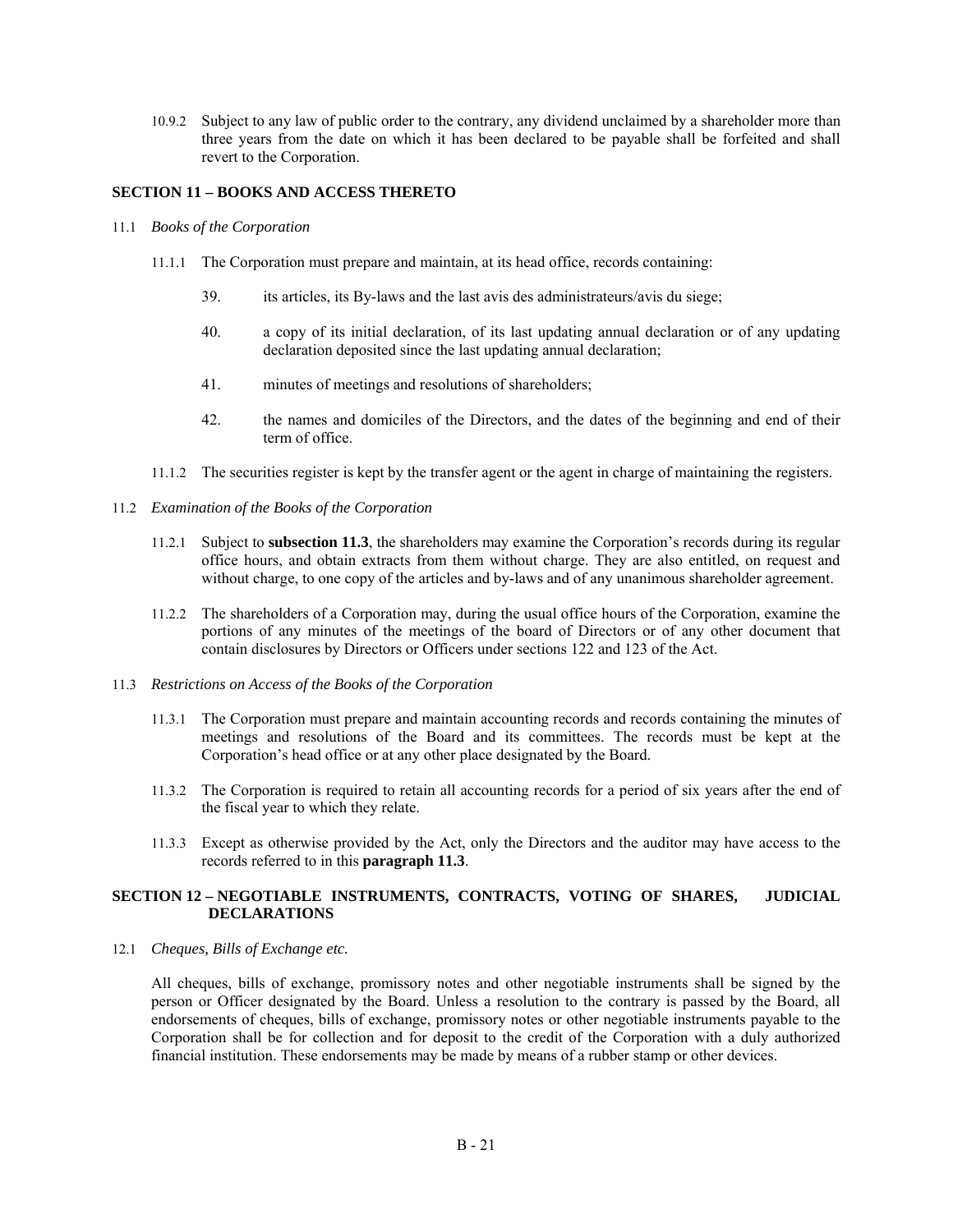10.9.2 Subject to any law of public order to the contrary, any dividend unclaimed by a shareholder more than three years from the date on which it has been declared to be payable shall be forfeited and shall revert to the Corporation.

## SECTION 11 – BOOKS AND ACCESS THERETO

11.1 *Books of the Corporation*

11.1.1 The Corporation must prepare and maintain, at its head office, records containing:

39. its articles, its By-laws and the last avis des administrateurs/avis du siege;

40. a copy of its initial declaration, of its last updating annual declaration or of any updating declaration deposited since the last updating annual declaration;

41. minutes of meetings and resolutions of shareholders;

42. the names and domiciles of the Directors, and the dates of the beginning and end of their term of office.

11.1.2 The securities register is kept by the transfer agent or the agent in charge of maintaining the registers.

11.2 *Examination of the Books of the Corporation*

11.2.1 Subject to **subsection 11.3**, the shareholders may examine the Corporation's records during its regular office hours, and obtain extracts from them without charge. They are also entitled, on request and without charge, to one copy of the articles and by-laws and of any unanimous shareholder agreement.

11.2.2 The shareholders of a Corporation may, during the usual office hours of the Corporation, examine the portions of any minutes of the meetings of the board of Directors or of any other document that contain disclosures by Directors or Officers under sections 122 and 123 of the Act.

11.3 *Restrictions on Access of the Books of the Corporation*

11.3.1 The Corporation must prepare and maintain accounting records and records containing the minutes of meetings and resolutions of the Board and its committees. The records must be kept at the Corporation's head office or at any other place designated by the Board.

11.3.2 The Corporation is required to retain all accounting records for a period of six years after the end of the fiscal year to which they relate.

11.3.3 Except as otherwise provided by the Act, only the Directors and the auditor may have access to the records referred to in this **paragraph 11.3**.

## SECTION 12 – NEGOTIABLE INSTRUMENTS, CONTRACTS, VOTING OF SHARES, JUDICIAL DECLARATIONS

12.1 *Cheques, Bills of Exchange etc.*

All cheques, bills of exchange, promissory notes and other negotiable instruments shall be signed by the person or Officer designated by the Board. Unless a resolution to the contrary is passed by the Board, all endorsements of cheques, bills of exchange, promissory notes or other negotiable instruments payable to the Corporation shall be for collection and for deposit to the credit of the Corporation with a duly authorized financial institution. These endorsements may be made by means of a rubber stamp or other devices.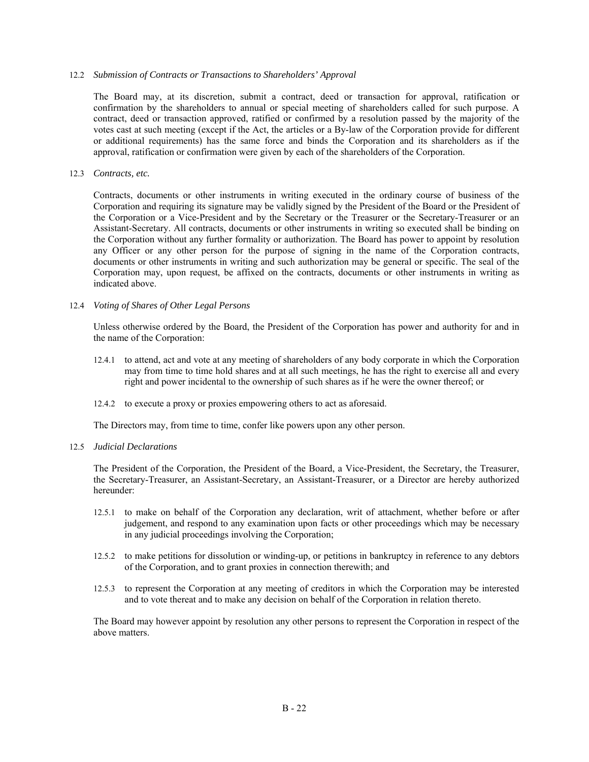12.2 *Submission of Contracts or Transactions to Shareholders' Approval*

The Board may, at its discretion, submit a contract, deed or transaction for approval, ratification or confirmation by the shareholders to annual or special meeting of shareholders called for such purpose. A contract, deed or transaction approved, ratified or confirmed by a resolution passed by the majority of the votes cast at such meeting (except if the Act, the articles or a By-law of the Corporation provide for different or additional requirements) has the same force and binds the Corporation and its shareholders as if the approval, ratification or confirmation were given by each of the shareholders of the Corporation.

12.3 *Contracts, etc.*

Contracts, documents or other instruments in writing executed in the ordinary course of business of the Corporation and requiring its signature may be validly signed by the President of the Board or the President of the Corporation or a Vice-President and by the Secretary or the Treasurer or the Secretary-Treasurer or an Assistant-Secretary. All contracts, documents or other instruments in writing so executed shall be binding on the Corporation without any further formality or authorization. The Board has power to appoint by resolution any Officer or any other person for the purpose of signing in the name of the Corporation contracts, documents or other instruments in writing and such authorization may be general or specific. The seal of the Corporation may, upon request, be affixed on the contracts, documents or other instruments in writing as indicated above.

12.4 *Voting of Shares of Other Legal Persons*

Unless otherwise ordered by the Board, the President of the Corporation has power and authority for and in the name of the Corporation:

12.4.1 to attend, act and vote at any meeting of shareholders of any body corporate in which the Corporation may from time to time hold shares and at all such meetings, he has the right to exercise all and every right and power incidental to the ownership of such shares as if he were the owner thereof; or

12.4.2 to execute a proxy or proxies empowering others to act as aforesaid.

The Directors may, from time to time, confer like powers upon any other person.

12.5 *Judicial Declarations*

The President of the Corporation, the President of the Board, a Vice-President, the Secretary, the Treasurer, the Secretary-Treasurer, an Assistant-Secretary, an Assistant-Treasurer, or a Director are hereby authorized hereunder:

12.5.1 to make on behalf of the Corporation any declaration, writ of attachment, whether before or after judgement, and respond to any examination upon facts or other proceedings which may be necessary in any judicial proceedings involving the Corporation;

12.5.2 to make petitions for dissolution or winding-up, or petitions in bankruptcy in reference to any debtors of the Corporation, and to grant proxies in connection therewith; and

12.5.3 to represent the Corporation at any meeting of creditors in which the Corporation may be interested and to vote thereat and to make any decision on behalf of the Corporation in relation thereto.

The Board may however appoint by resolution any other persons to represent the Corporation in respect of the above matters.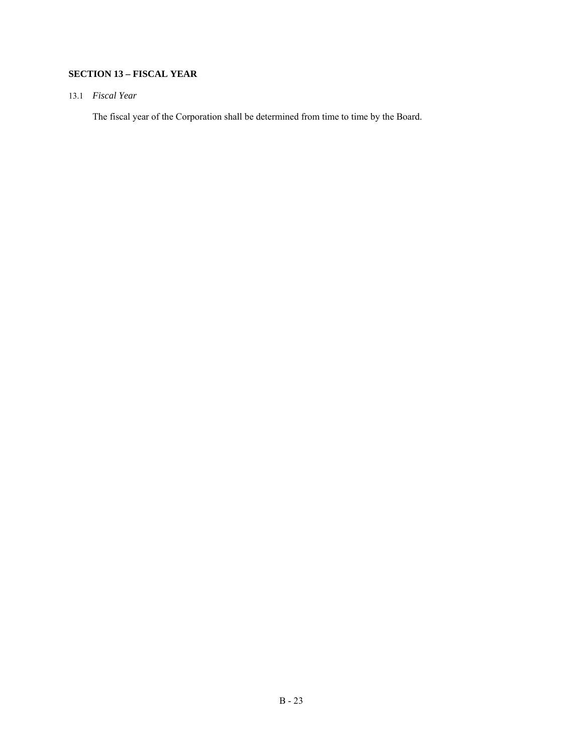## SECTION 13 – FISCAL YEAR

13.1 *Fiscal Year*

The fiscal year of the Corporation shall be determined from time to time by the Board.